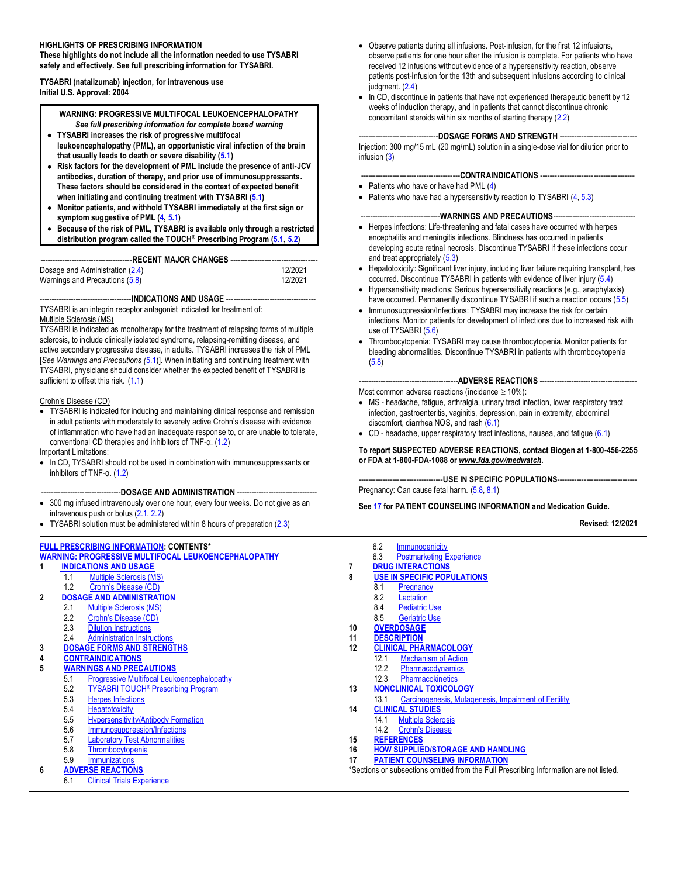**HIGHLIGHTS OF PRESCRIBING INFORMATION**
**These highlights do not include all the information needed to use TYSABRI safely and effectively. See full prescribing information for TYSABRI.**

**TYSABRI (natalizumab) injection, for intravenous use**
**Initial U.S. Approval: 2004**

**WARNING: PROGRESSIVE MULTIFOCAL LEUKOENCEPHALOPATHY**
***See full prescribing information for complete boxed warning***

- **TYSABRI increases the risk of progressive multifocal leukoencephalopathy (PML), an opportunistic viral infection of the brain that usually leads to death or severe disability (5.1)**
- **Risk factors for the development of PML include the presence of anti-JCV antibodies, duration of therapy, and prior use of immunosuppressants. These factors should be considered in the context of expected benefit when initiating and continuing treatment with TYSABRI (5.1)**
- **Monitor patients, and withhold TYSABRI immediately at the first sign or symptom suggestive of PML (4, 5.1)**
- **Because of the risk of PML, TYSABRI is available only through a restricted distribution program called the TOUCH® Prescribing Program (5.1, 5.2)**

**RECENT MAJOR CHANGES**

| | |
|---|---|
| Dosage and Administration (2.4) | 12/2021 |
| Warnings and Precautions (5.8) | 12/2021 |

**INDICATIONS AND USAGE**

TYSABRI is an integrin receptor antagonist indicated for treatment of:

Multiple Sclerosis (MS)

TYSABRI is indicated as monotherapy for the treatment of relapsing forms of multiple sclerosis, to include clinically isolated syndrome, relapsing-remitting disease, and active secondary progressive disease, in adults. TYSABRI increases the risk of PML [*See Warnings and Precautions (5.1)*]. When initiating and continuing treatment with TYSABRI, physicians should consider whether the expected benefit of TYSABRI is sufficient to offset this risk. (1.1)

Crohn's Disease (CD)

- TYSABRI is indicated for inducing and maintaining clinical response and remission in adult patients with moderately to severely active Crohn's disease with evidence of inflammation who have had an inadequate response to, or are unable to tolerate, conventional CD therapies and inhibitors of TNF-α. (1.2)

Important Limitations:

- In CD, TYSABRI should not be used in combination with immunosuppressants or inhibitors of TNF-α. (1.2)

**DOSAGE AND ADMINISTRATION**

- 300 mg infused intravenously over one hour, every four weeks. Do not give as an intravenous push or bolus (2.1, 2.2)
- TYSABRI solution must be administered within 8 hours of preparation (2.3)
- Observe patients during all infusions. Post-infusion, for the first 12 infusions, observe patients for one hour after the infusion is complete. For patients who have received 12 infusions without evidence of a hypersensitivity reaction, observe patients post-infusion for the 13th and subsequent infusions according to clinical judgment. (2.4)
- In CD, discontinue in patients that have not experienced therapeutic benefit by 12 weeks of induction therapy, and in patients that cannot discontinue chronic concomitant steroids within six months of starting therapy (2.2)

**DOSAGE FORMS AND STRENGTH**

Injection: 300 mg/15 mL (20 mg/mL) solution in a single-dose vial for dilution prior to infusion (3)

**CONTRAINDICATIONS**

- Patients who have or have had PML (4)
- Patients who have had a hypersensitivity reaction to TYSABRI (4, 5.3)

**WARNINGS AND PRECAUTIONS**

- Herpes infections: Life-threatening and fatal cases have occurred with herpes encephalitis and meningitis infections. Blindness has occurred in patients developing acute retinal necrosis. Discontinue TYSABRI if these infections occur and treat appropriately (5.3)
- Hepatotoxicity: Significant liver injury, including liver failure requiring transplant, has occurred. Discontinue TYSABRI in patients with evidence of liver injury (5.4)
- Hypersensitivity reactions: Serious hypersensitivity reactions (e.g., anaphylaxis) have occurred. Permanently discontinue TYSABRI if such a reaction occurs (5.5)
- Immunosuppression/Infections: TYSABRI may increase the risk for certain infections. Monitor patients for development of infections due to increased risk with use of TYSABRI (5.6)
- Thrombocytopenia: TYSABRI may cause thrombocytopenia. Monitor patients for bleeding abnormalities. Discontinue TYSABRI in patients with thrombocytopenia (5.8)

**ADVERSE REACTIONS**

Most common adverse reactions (incidence ≥ 10%):

- MS - headache, fatigue, arthralgia, urinary tract infection, lower respiratory tract infection, gastroenteritis, vaginitis, depression, pain in extremity, abdominal discomfort, diarrhea NOS, and rash (6.1)
- CD - headache, upper respiratory tract infections, nausea, and fatigue (6.1)

**To report SUSPECTED ADVERSE REACTIONS, contact Biogen at 1-800-456-2255 or FDA at 1-800-FDA-1088 or *www.fda.gov/medwatch*.**

**USE IN SPECIFIC POPULATIONS**

Pregnancy: Can cause fetal harm. (5.8, 8.1)

**See 17 for PATIENT COUNSELING INFORMATION and Medication Guide.**

**Revised: 12/2021**

**FULL PRESCRIBING INFORMATION: CONTENTS***

**WARNING: PROGRESSIVE MULTIFOCAL LEUKOENCEPHALOPATHY**

**1 INDICATIONS AND USAGE**
- 1.1 Multiple Sclerosis (MS)
- 1.2 Crohn's Disease (CD)

**2 DOSAGE AND ADMINISTRATION**
- 2.1 Multiple Sclerosis (MS)
- 2.2 Crohn's Disease (CD)
- 2.3 Dilution Instructions
- 2.4 Administration Instructions

**3 DOSAGE FORMS AND STRENGTHS**

**4 CONTRAINDICATIONS**

**5 WARNINGS AND PRECAUTIONS**
- 5.1 Progressive Multifocal Leukoencephalopathy
- 5.2 TYSABRI TOUCH® Prescribing Program
- 5.3 Herpes Infections
- 5.4 Hepatotoxicity
- 5.5 Hypersensitivity/Antibody Formation
- 5.6 Immunosuppression/Infections
- 5.7 Laboratory Test Abnormalities
- 5.8 Thrombocytopenia
- 5.9 Immunizations

**6 ADVERSE REACTIONS**
- 6.1 Clinical Trials Experience
- 6.2 Immunogenicity
- 6.3 Postmarketing Experience

**7 DRUG INTERACTIONS**

**8 USE IN SPECIFIC POPULATIONS**
- 8.1 Pregnancy
- 8.2 Lactation
- 8.4 Pediatric Use
- 8.5 Geriatric Use

**10 OVERDOSAGE**

**11 DESCRIPTION**

**12 CLINICAL PHARMACOLOGY**
- 12.1 Mechanism of Action
- 12.2 Pharmacodynamics
- 12.3 Pharmacokinetics

**13 NONCLINICAL TOXICOLOGY**
- 13.1 Carcinogenesis, Mutagenesis, Impairment of Fertility

**14 CLINICAL STUDIES**
- 14.1 Multiple Sclerosis
- 14.2 Crohn's Disease

**15 REFERENCES**

**16 HOW SUPPLIED/STORAGE AND HANDLING**

**17 PATIENT COUNSELING INFORMATION**

*Sections or subsections omitted from the Full Prescribing Information are not listed.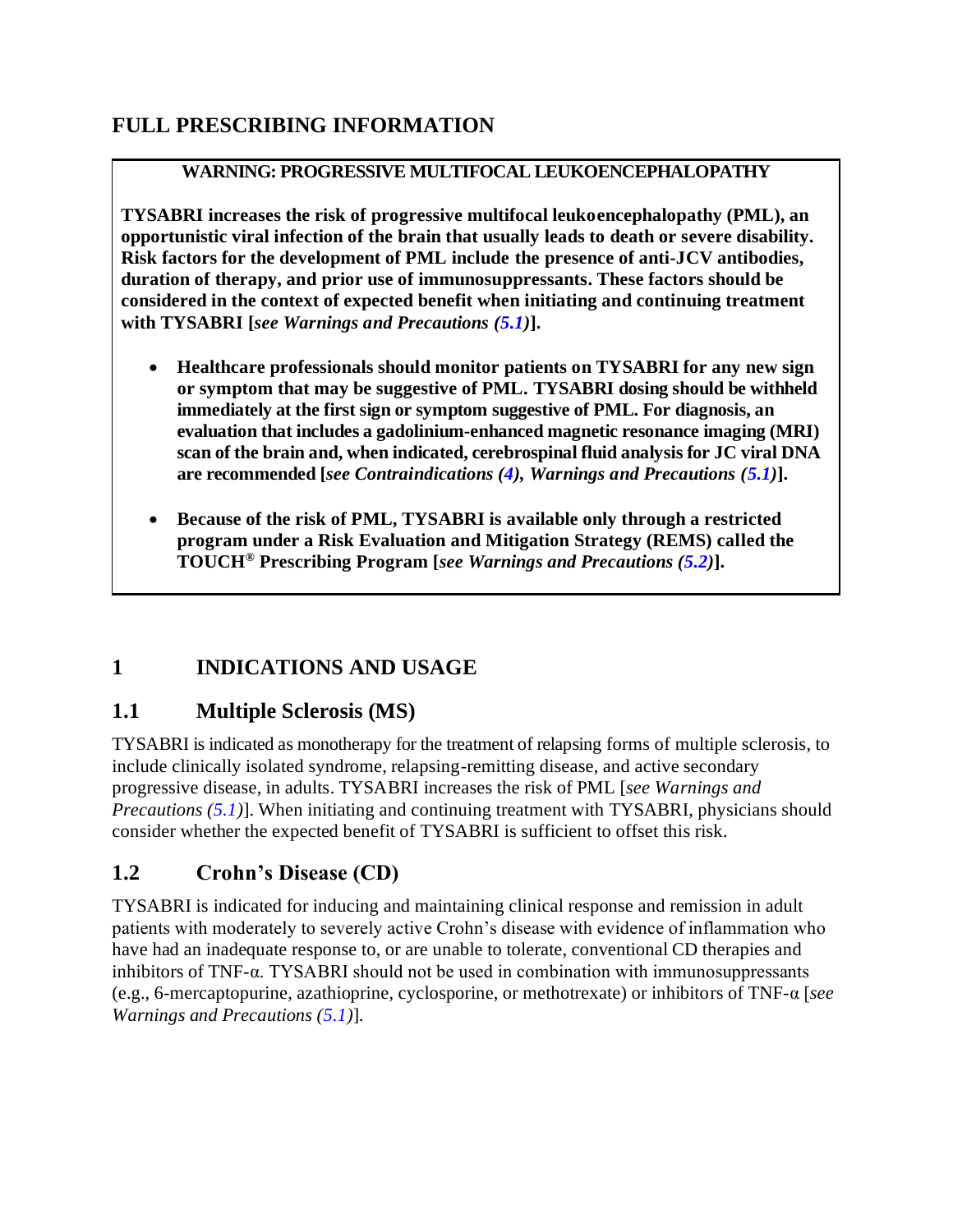# FULL PRESCRIBING INFORMATION

**WARNING: PROGRESSIVE MULTIFOCAL LEUKOENCEPHALOPATHY**

**TYSABRI increases the risk of progressive multifocal leukoencephalopathy (PML), an opportunistic viral infection of the brain that usually leads to death or severe disability. Risk factors for the development of PML include the presence of anti-JCV antibodies, duration of therapy, and prior use of immunosuppressants. These factors should be considered in the context of expected benefit when initiating and continuing treatment with TYSABRI [*see Warnings and Precautions (5.1)*].**

- **Healthcare professionals should monitor patients on TYSABRI for any new sign or symptom that may be suggestive of PML. TYSABRI dosing should be withheld immediately at the first sign or symptom suggestive of PML. For diagnosis, an evaluation that includes a gadolinium-enhanced magnetic resonance imaging (MRI) scan of the brain and, when indicated, cerebrospinal fluid analysis for JC viral DNA are recommended [*see Contraindications (4), Warnings and Precautions (5.1)*].**
- **Because of the risk of PML, TYSABRI is available only through a restricted program under a Risk Evaluation and Mitigation Strategy (REMS) called the TOUCH® Prescribing Program [*see Warnings and Precautions (5.2)*].**

## 1 INDICATIONS AND USAGE

### 1.1 Multiple Sclerosis (MS)

TYSABRI is indicated as monotherapy for the treatment of relapsing forms of multiple sclerosis, to include clinically isolated syndrome, relapsing-remitting disease, and active secondary progressive disease, in adults. TYSABRI increases the risk of PML [*see Warnings and Precautions (5.1)*]. When initiating and continuing treatment with TYSABRI, physicians should consider whether the expected benefit of TYSABRI is sufficient to offset this risk.

### 1.2 Crohn's Disease (CD)

TYSABRI is indicated for inducing and maintaining clinical response and remission in adult patients with moderately to severely active Crohn's disease with evidence of inflammation who have had an inadequate response to, or are unable to tolerate, conventional CD therapies and inhibitors of TNF-α. TYSABRI should not be used in combination with immunosuppressants (e.g., 6-mercaptopurine, azathioprine, cyclosporine, or methotrexate) or inhibitors of TNF-α [*see Warnings and Precautions (5.1)*].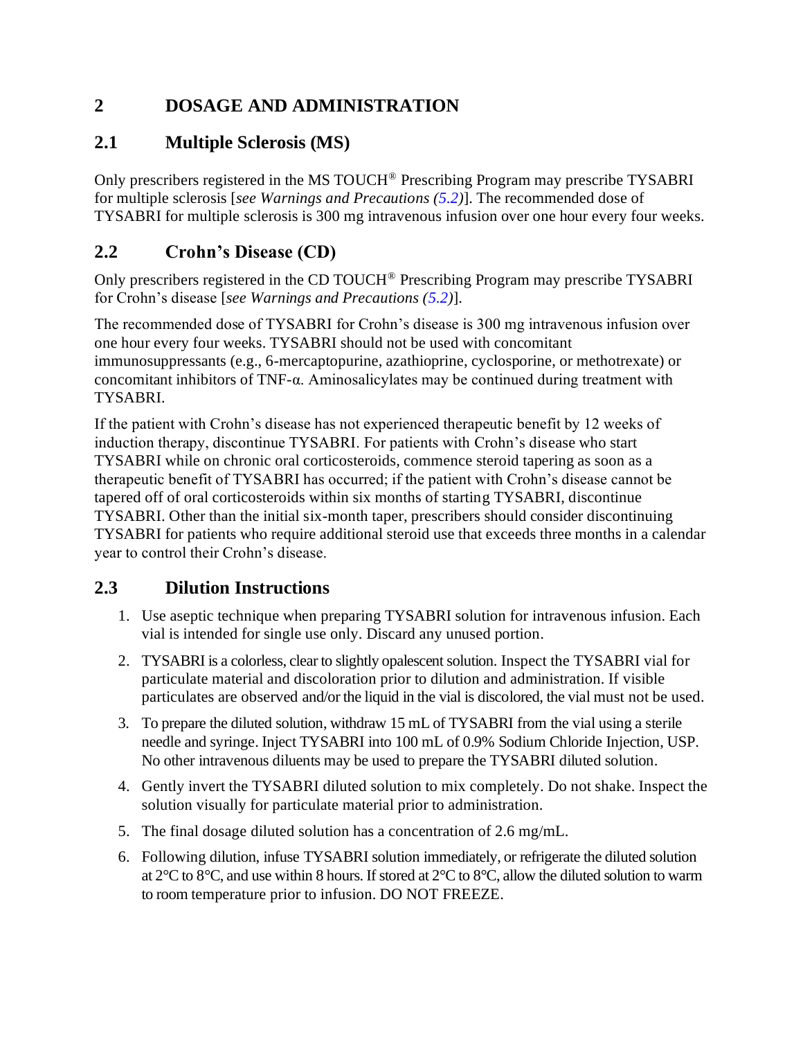# 2 DOSAGE AND ADMINISTRATION

## 2.1 Multiple Sclerosis (MS)

Only prescribers registered in the MS TOUCH® Prescribing Program may prescribe TYSABRI for multiple sclerosis [*see Warnings and Precautions (5.2)*]. The recommended dose of TYSABRI for multiple sclerosis is 300 mg intravenous infusion over one hour every four weeks.

## 2.2 Crohn's Disease (CD)

Only prescribers registered in the CD TOUCH® Prescribing Program may prescribe TYSABRI for Crohn's disease [*see Warnings and Precautions (5.2)*].

The recommended dose of TYSABRI for Crohn's disease is 300 mg intravenous infusion over one hour every four weeks. TYSABRI should not be used with concomitant immunosuppressants (e.g., 6-mercaptopurine, azathioprine, cyclosporine, or methotrexate) or concomitant inhibitors of TNF-α. Aminosalicylates may be continued during treatment with TYSABRI.

If the patient with Crohn's disease has not experienced therapeutic benefit by 12 weeks of induction therapy, discontinue TYSABRI. For patients with Crohn's disease who start TYSABRI while on chronic oral corticosteroids, commence steroid tapering as soon as a therapeutic benefit of TYSABRI has occurred; if the patient with Crohn's disease cannot be tapered off of oral corticosteroids within six months of starting TYSABRI, discontinue TYSABRI. Other than the initial six-month taper, prescribers should consider discontinuing TYSABRI for patients who require additional steroid use that exceeds three months in a calendar year to control their Crohn's disease.

## 2.3 Dilution Instructions

1. Use aseptic technique when preparing TYSABRI solution for intravenous infusion. Each vial is intended for single use only. Discard any unused portion.
2. TYSABRI is a colorless, clear to slightly opalescent solution. Inspect the TYSABRI vial for particulate material and discoloration prior to dilution and administration. If visible particulates are observed and/or the liquid in the vial is discolored, the vial must not be used.
3. To prepare the diluted solution, withdraw 15 mL of TYSABRI from the vial using a sterile needle and syringe. Inject TYSABRI into 100 mL of 0.9% Sodium Chloride Injection, USP. No other intravenous diluents may be used to prepare the TYSABRI diluted solution.
4. Gently invert the TYSABRI diluted solution to mix completely. Do not shake. Inspect the solution visually for particulate material prior to administration.
5. The final dosage diluted solution has a concentration of 2.6 mg/mL.
6. Following dilution, infuse TYSABRI solution immediately, or refrigerate the diluted solution at 2°C to 8°C, and use within 8 hours. If stored at 2°C to 8°C, allow the diluted solution to warm to room temperature prior to infusion. DO NOT FREEZE.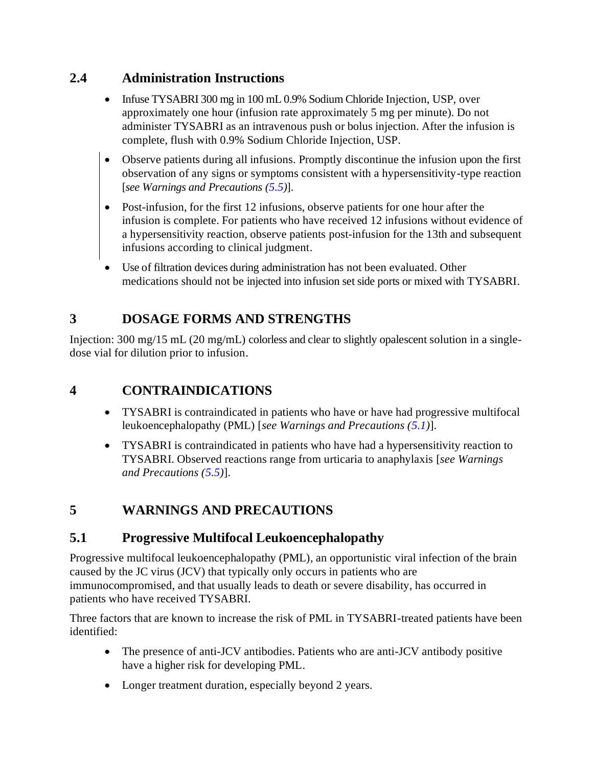## 2.4 Administration Instructions

- Infuse TYSABRI 300 mg in 100 mL 0.9% Sodium Chloride Injection, USP, over approximately one hour (infusion rate approximately 5 mg per minute). Do not administer TYSABRI as an intravenous push or bolus injection. After the infusion is complete, flush with 0.9% Sodium Chloride Injection, USP.
- Observe patients during all infusions. Promptly discontinue the infusion upon the first observation of any signs or symptoms consistent with a hypersensitivity-type reaction [*see Warnings and Precautions (5.5)*].
- Post-infusion, for the first 12 infusions, observe patients for one hour after the infusion is complete. For patients who have received 12 infusions without evidence of a hypersensitivity reaction, observe patients post-infusion for the 13th and subsequent infusions according to clinical judgment.
- Use of filtration devices during administration has not been evaluated. Other medications should not be injected into infusion set side ports or mixed with TYSABRI.

# 3 DOSAGE FORMS AND STRENGTHS

Injection: 300 mg/15 mL (20 mg/mL) colorless and clear to slightly opalescent solution in a single-dose vial for dilution prior to infusion.

# 4 CONTRAINDICATIONS

- TYSABRI is contraindicated in patients who have or have had progressive multifocal leukoencephalopathy (PML) [*see Warnings and Precautions (5.1)*].
- TYSABRI is contraindicated in patients who have had a hypersensitivity reaction to TYSABRI. Observed reactions range from urticaria to anaphylaxis [*see Warnings and Precautions (5.5)*].

# 5 WARNINGS AND PRECAUTIONS

## 5.1 Progressive Multifocal Leukoencephalopathy

Progressive multifocal leukoencephalopathy (PML), an opportunistic viral infection of the brain caused by the JC virus (JCV) that typically only occurs in patients who are immunocompromised, and that usually leads to death or severe disability, has occurred in patients who have received TYSABRI.

Three factors that are known to increase the risk of PML in TYSABRI-treated patients have been identified:

- The presence of anti-JCV antibodies. Patients who are anti-JCV antibody positive have a higher risk for developing PML.
- Longer treatment duration, especially beyond 2 years.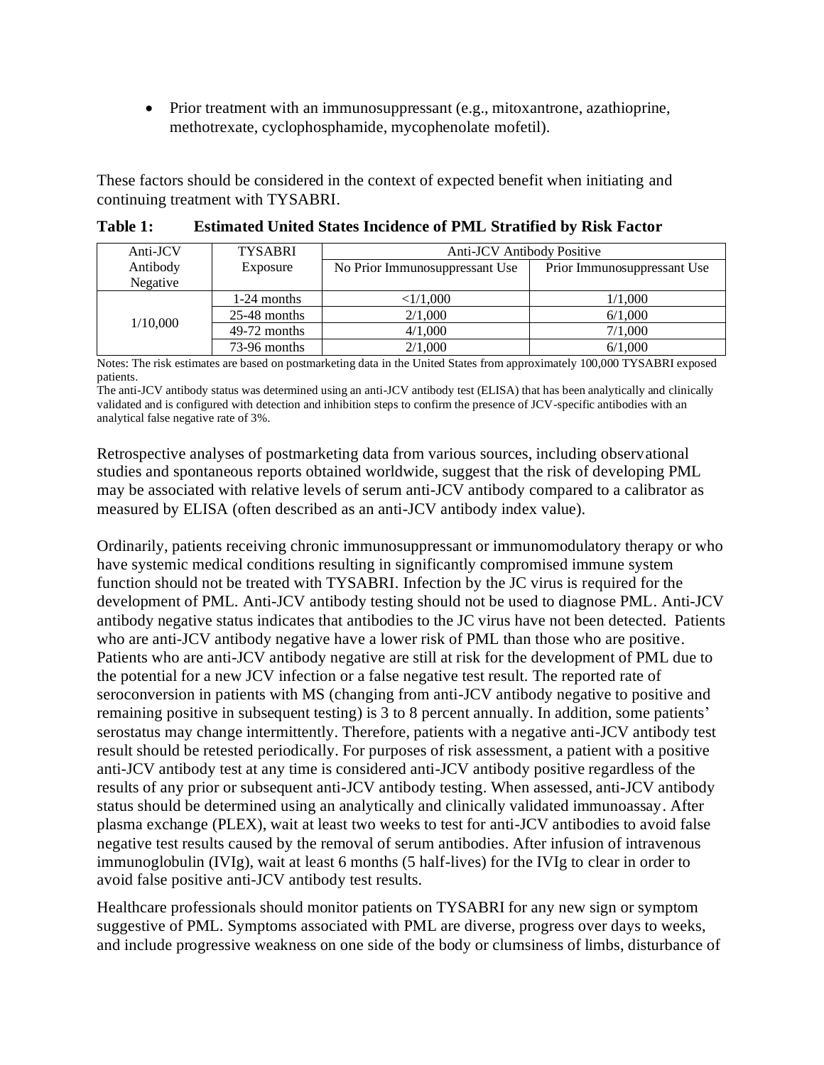- Prior treatment with an immunosuppressant (e.g., mitoxantrone, azathioprine, methotrexate, cyclophosphamide, mycophenolate mofetil).

These factors should be considered in the context of expected benefit when initiating and continuing treatment with TYSABRI.

**Table 1: Estimated United States Incidence of PML Stratified by Risk Factor**

| Anti-JCV Antibody Negative | TYSABRI Exposure | Anti-JCV Antibody Positive | |
|---|---|---|---|
| | | No Prior Immunosuppressant Use | Prior Immunosuppressant Use |
| 1/10,000 | 1-24 months | <1/1,000 | 1/1,000 |
| | 25-48 months | 2/1,000 | 6/1,000 |
| | 49-72 months | 4/1,000 | 7/1,000 |
| | 73-96 months | 2/1,000 | 6/1,000 |

Notes: The risk estimates are based on postmarketing data in the United States from approximately 100,000 TYSABRI exposed patients.

The anti-JCV antibody status was determined using an anti-JCV antibody test (ELISA) that has been analytically and clinically validated and is configured with detection and inhibition steps to confirm the presence of JCV-specific antibodies with an analytical false negative rate of 3%.

Retrospective analyses of postmarketing data from various sources, including observational studies and spontaneous reports obtained worldwide, suggest that the risk of developing PML may be associated with relative levels of serum anti-JCV antibody compared to a calibrator as measured by ELISA (often described as an anti-JCV antibody index value).

Ordinarily, patients receiving chronic immunosuppressant or immunomodulatory therapy or who have systemic medical conditions resulting in significantly compromised immune system function should not be treated with TYSABRI. Infection by the JC virus is required for the development of PML. Anti-JCV antibody testing should not be used to diagnose PML. Anti-JCV antibody negative status indicates that antibodies to the JC virus have not been detected. Patients who are anti-JCV antibody negative have a lower risk of PML than those who are positive. Patients who are anti-JCV antibody negative are still at risk for the development of PML due to the potential for a new JCV infection or a false negative test result. The reported rate of seroconversion in patients with MS (changing from anti-JCV antibody negative to positive and remaining positive in subsequent testing) is 3 to 8 percent annually. In addition, some patients' serostatus may change intermittently. Therefore, patients with a negative anti-JCV antibody test result should be retested periodically. For purposes of risk assessment, a patient with a positive anti-JCV antibody test at any time is considered anti-JCV antibody positive regardless of the results of any prior or subsequent anti-JCV antibody testing. When assessed, anti-JCV antibody status should be determined using an analytically and clinically validated immunoassay. After plasma exchange (PLEX), wait at least two weeks to test for anti-JCV antibodies to avoid false negative test results caused by the removal of serum antibodies. After infusion of intravenous immunoglobulin (IVIg), wait at least 6 months (5 half-lives) for the IVIg to clear in order to avoid false positive anti-JCV antibody test results.

Healthcare professionals should monitor patients on TYSABRI for any new sign or symptom suggestive of PML. Symptoms associated with PML are diverse, progress over days to weeks, and include progressive weakness on one side of the body or clumsiness of limbs, disturbance of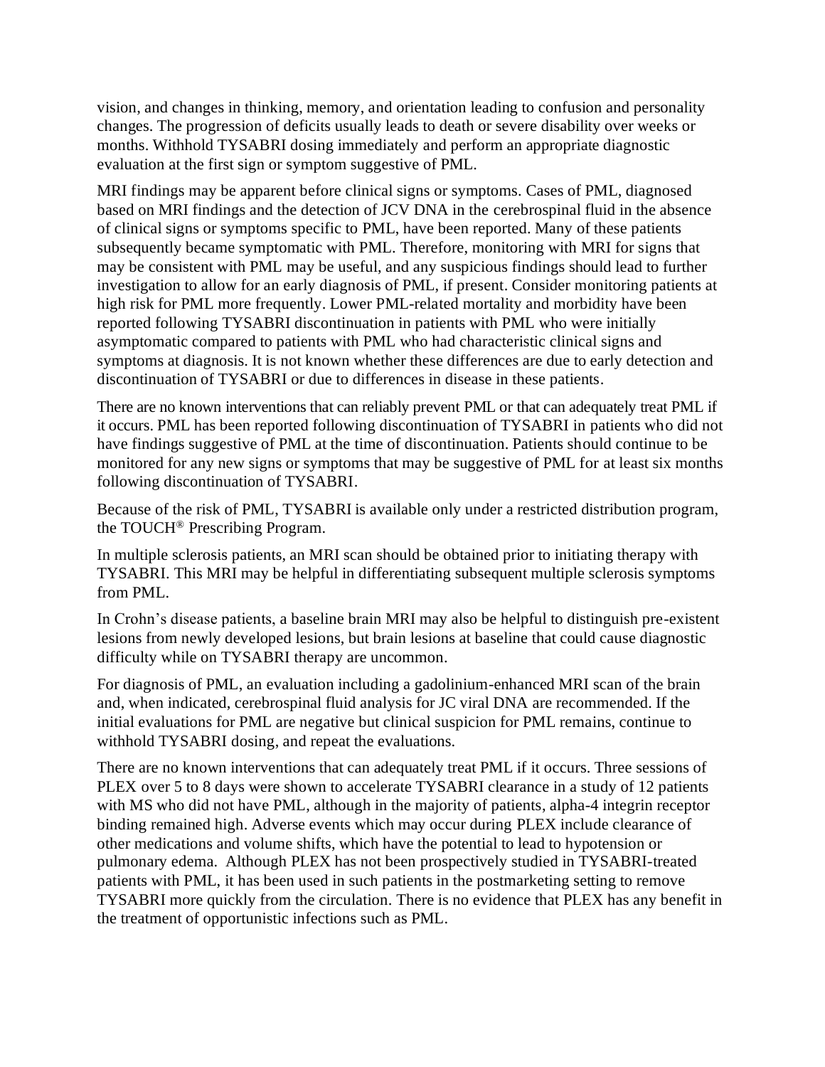vision, and changes in thinking, memory, and orientation leading to confusion and personality changes. The progression of deficits usually leads to death or severe disability over weeks or months. Withhold TYSABRI dosing immediately and perform an appropriate diagnostic evaluation at the first sign or symptom suggestive of PML.

MRI findings may be apparent before clinical signs or symptoms. Cases of PML, diagnosed based on MRI findings and the detection of JCV DNA in the cerebrospinal fluid in the absence of clinical signs or symptoms specific to PML, have been reported. Many of these patients subsequently became symptomatic with PML. Therefore, monitoring with MRI for signs that may be consistent with PML may be useful, and any suspicious findings should lead to further investigation to allow for an early diagnosis of PML, if present. Consider monitoring patients at high risk for PML more frequently. Lower PML-related mortality and morbidity have been reported following TYSABRI discontinuation in patients with PML who were initially asymptomatic compared to patients with PML who had characteristic clinical signs and symptoms at diagnosis. It is not known whether these differences are due to early detection and discontinuation of TYSABRI or due to differences in disease in these patients.

There are no known interventions that can reliably prevent PML or that can adequately treat PML if it occurs. PML has been reported following discontinuation of TYSABRI in patients who did not have findings suggestive of PML at the time of discontinuation. Patients should continue to be monitored for any new signs or symptoms that may be suggestive of PML for at least six months following discontinuation of TYSABRI.

Because of the risk of PML, TYSABRI is available only under a restricted distribution program, the TOUCH® Prescribing Program.

In multiple sclerosis patients, an MRI scan should be obtained prior to initiating therapy with TYSABRI. This MRI may be helpful in differentiating subsequent multiple sclerosis symptoms from PML.

In Crohn's disease patients, a baseline brain MRI may also be helpful to distinguish pre-existent lesions from newly developed lesions, but brain lesions at baseline that could cause diagnostic difficulty while on TYSABRI therapy are uncommon.

For diagnosis of PML, an evaluation including a gadolinium-enhanced MRI scan of the brain and, when indicated, cerebrospinal fluid analysis for JC viral DNA are recommended. If the initial evaluations for PML are negative but clinical suspicion for PML remains, continue to withhold TYSABRI dosing, and repeat the evaluations.

There are no known interventions that can adequately treat PML if it occurs. Three sessions of PLEX over 5 to 8 days were shown to accelerate TYSABRI clearance in a study of 12 patients with MS who did not have PML, although in the majority of patients, alpha-4 integrin receptor binding remained high. Adverse events which may occur during PLEX include clearance of other medications and volume shifts, which have the potential to lead to hypotension or pulmonary edema. Although PLEX has not been prospectively studied in TYSABRI-treated patients with PML, it has been used in such patients in the postmarketing setting to remove TYSABRI more quickly from the circulation. There is no evidence that PLEX has any benefit in the treatment of opportunistic infections such as PML.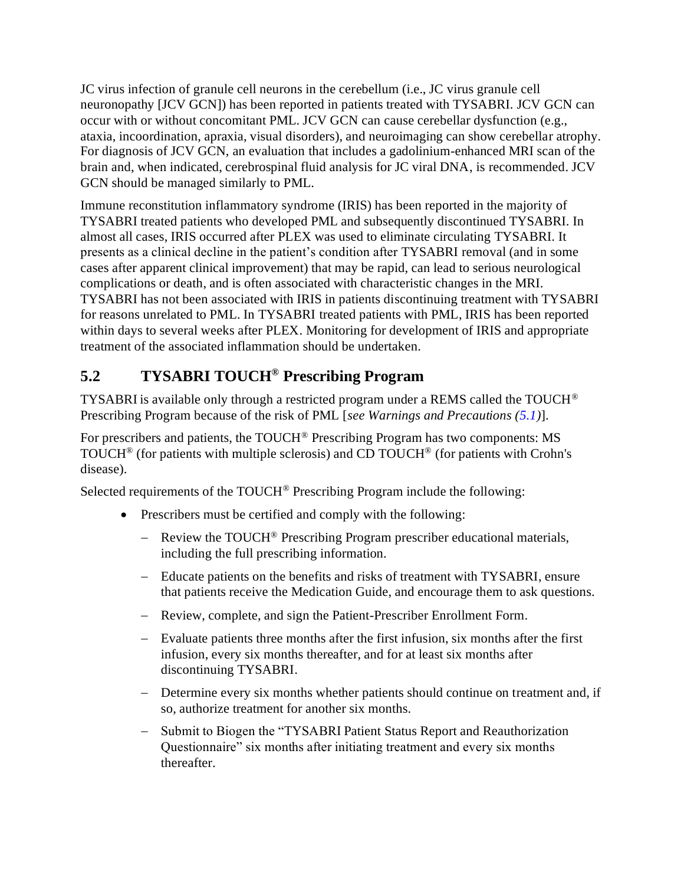JC virus infection of granule cell neurons in the cerebellum (i.e., JC virus granule cell neuronopathy [JCV GCN]) has been reported in patients treated with TYSABRI. JCV GCN can occur with or without concomitant PML. JCV GCN can cause cerebellar dysfunction (e.g., ataxia, incoordination, apraxia, visual disorders), and neuroimaging can show cerebellar atrophy. For diagnosis of JCV GCN, an evaluation that includes a gadolinium-enhanced MRI scan of the brain and, when indicated, cerebrospinal fluid analysis for JC viral DNA, is recommended. JCV GCN should be managed similarly to PML.

Immune reconstitution inflammatory syndrome (IRIS) has been reported in the majority of TYSABRI treated patients who developed PML and subsequently discontinued TYSABRI. In almost all cases, IRIS occurred after PLEX was used to eliminate circulating TYSABRI. It presents as a clinical decline in the patient's condition after TYSABRI removal (and in some cases after apparent clinical improvement) that may be rapid, can lead to serious neurological complications or death, and is often associated with characteristic changes in the MRI. TYSABRI has not been associated with IRIS in patients discontinuing treatment with TYSABRI for reasons unrelated to PML. In TYSABRI treated patients with PML, IRIS has been reported within days to several weeks after PLEX. Monitoring for development of IRIS and appropriate treatment of the associated inflammation should be undertaken.

## 5.2 TYSABRI TOUCH® Prescribing Program

TYSABRI is available only through a restricted program under a REMS called the TOUCH® Prescribing Program because of the risk of PML [*see Warnings and Precautions (5.1)*].

For prescribers and patients, the TOUCH® Prescribing Program has two components: MS TOUCH® (for patients with multiple sclerosis) and CD TOUCH® (for patients with Crohn's disease).

Selected requirements of the TOUCH® Prescribing Program include the following:

- Prescribers must be certified and comply with the following:
  - Review the TOUCH® Prescribing Program prescriber educational materials, including the full prescribing information.
  - Educate patients on the benefits and risks of treatment with TYSABRI, ensure that patients receive the Medication Guide, and encourage them to ask questions.
  - Review, complete, and sign the Patient-Prescriber Enrollment Form.
  - Evaluate patients three months after the first infusion, six months after the first infusion, every six months thereafter, and for at least six months after discontinuing TYSABRI.
  - Determine every six months whether patients should continue on treatment and, if so, authorize treatment for another six months.
  - Submit to Biogen the "TYSABRI Patient Status Report and Reauthorization Questionnaire" six months after initiating treatment and every six months thereafter.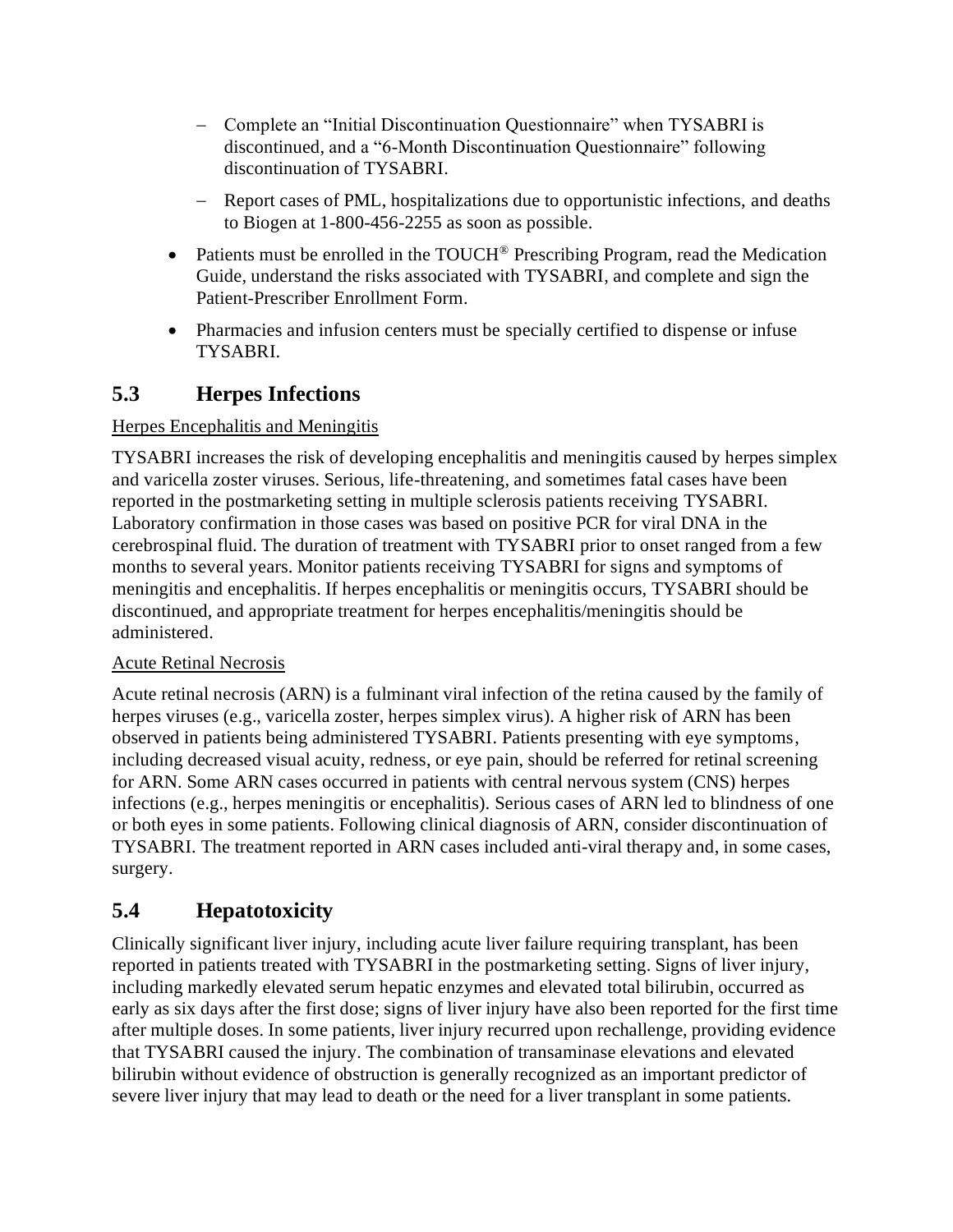- Complete an "Initial Discontinuation Questionnaire" when TYSABRI is discontinued, and a "6-Month Discontinuation Questionnaire" following discontinuation of TYSABRI.
  - Report cases of PML, hospitalizations due to opportunistic infections, and deaths to Biogen at 1-800-456-2255 as soon as possible.
- Patients must be enrolled in the TOUCH® Prescribing Program, read the Medication Guide, understand the risks associated with TYSABRI, and complete and sign the Patient-Prescriber Enrollment Form.
- Pharmacies and infusion centers must be specially certified to dispense or infuse TYSABRI.

## 5.3 Herpes Infections

Herpes Encephalitis and Meningitis

TYSABRI increases the risk of developing encephalitis and meningitis caused by herpes simplex and varicella zoster viruses. Serious, life-threatening, and sometimes fatal cases have been reported in the postmarketing setting in multiple sclerosis patients receiving TYSABRI. Laboratory confirmation in those cases was based on positive PCR for viral DNA in the cerebrospinal fluid. The duration of treatment with TYSABRI prior to onset ranged from a few months to several years. Monitor patients receiving TYSABRI for signs and symptoms of meningitis and encephalitis. If herpes encephalitis or meningitis occurs, TYSABRI should be discontinued, and appropriate treatment for herpes encephalitis/meningitis should be administered.

Acute Retinal Necrosis

Acute retinal necrosis (ARN) is a fulminant viral infection of the retina caused by the family of herpes viruses (e.g., varicella zoster, herpes simplex virus). A higher risk of ARN has been observed in patients being administered TYSABRI. Patients presenting with eye symptoms, including decreased visual acuity, redness, or eye pain, should be referred for retinal screening for ARN. Some ARN cases occurred in patients with central nervous system (CNS) herpes infections (e.g., herpes meningitis or encephalitis). Serious cases of ARN led to blindness of one or both eyes in some patients. Following clinical diagnosis of ARN, consider discontinuation of TYSABRI. The treatment reported in ARN cases included anti-viral therapy and, in some cases, surgery.

## 5.4 Hepatotoxicity

Clinically significant liver injury, including acute liver failure requiring transplant, has been reported in patients treated with TYSABRI in the postmarketing setting. Signs of liver injury, including markedly elevated serum hepatic enzymes and elevated total bilirubin, occurred as early as six days after the first dose; signs of liver injury have also been reported for the first time after multiple doses. In some patients, liver injury recurred upon rechallenge, providing evidence that TYSABRI caused the injury. The combination of transaminase elevations and elevated bilirubin without evidence of obstruction is generally recognized as an important predictor of severe liver injury that may lead to death or the need for a liver transplant in some patients.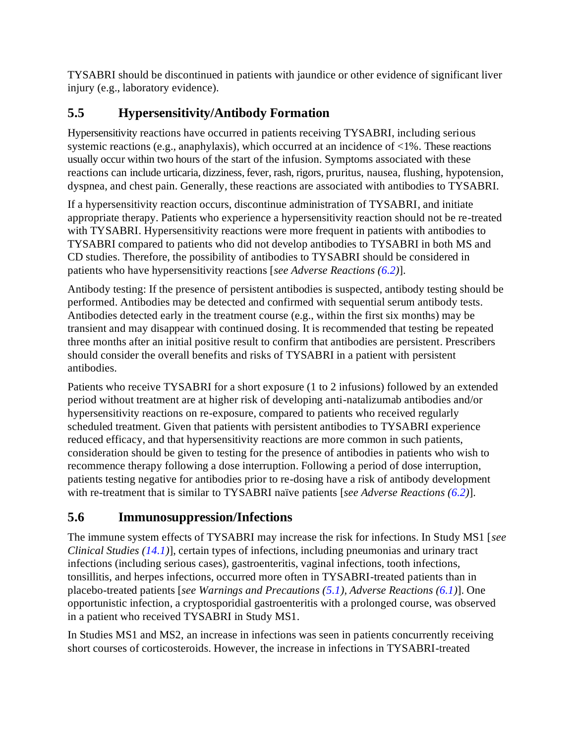TYSABRI should be discontinued in patients with jaundice or other evidence of significant liver injury (e.g., laboratory evidence).

## 5.5 Hypersensitivity/Antibody Formation

Hypersensitivity reactions have occurred in patients receiving TYSABRI, including serious systemic reactions (e.g., anaphylaxis), which occurred at an incidence of <1%. These reactions usually occur within two hours of the start of the infusion. Symptoms associated with these reactions can include urticaria, dizziness, fever, rash, rigors, pruritus, nausea, flushing, hypotension, dyspnea, and chest pain. Generally, these reactions are associated with antibodies to TYSABRI.

If a hypersensitivity reaction occurs, discontinue administration of TYSABRI, and initiate appropriate therapy. Patients who experience a hypersensitivity reaction should not be re-treated with TYSABRI. Hypersensitivity reactions were more frequent in patients with antibodies to TYSABRI compared to patients who did not develop antibodies to TYSABRI in both MS and CD studies. Therefore, the possibility of antibodies to TYSABRI should be considered in patients who have hypersensitivity reactions [*see Adverse Reactions (6.2)*].

Antibody testing: If the presence of persistent antibodies is suspected, antibody testing should be performed. Antibodies may be detected and confirmed with sequential serum antibody tests. Antibodies detected early in the treatment course (e.g., within the first six months) may be transient and may disappear with continued dosing. It is recommended that testing be repeated three months after an initial positive result to confirm that antibodies are persistent. Prescribers should consider the overall benefits and risks of TYSABRI in a patient with persistent antibodies.

Patients who receive TYSABRI for a short exposure (1 to 2 infusions) followed by an extended period without treatment are at higher risk of developing anti-natalizumab antibodies and/or hypersensitivity reactions on re-exposure, compared to patients who received regularly scheduled treatment. Given that patients with persistent antibodies to TYSABRI experience reduced efficacy, and that hypersensitivity reactions are more common in such patients, consideration should be given to testing for the presence of antibodies in patients who wish to recommence therapy following a dose interruption. Following a period of dose interruption, patients testing negative for antibodies prior to re-dosing have a risk of antibody development with re-treatment that is similar to TYSABRI naïve patients [*see Adverse Reactions (6.2)*].

## 5.6 Immunosuppression/Infections

The immune system effects of TYSABRI may increase the risk for infections. In Study MS1 [*see Clinical Studies (14.1)*], certain types of infections, including pneumonias and urinary tract infections (including serious cases), gastroenteritis, vaginal infections, tooth infections, tonsillitis, and herpes infections, occurred more often in TYSABRI-treated patients than in placebo-treated patients [*see Warnings and Precautions (5.1), Adverse Reactions (6.1)*]. One opportunistic infection, a cryptosporidial gastroenteritis with a prolonged course, was observed in a patient who received TYSABRI in Study MS1.

In Studies MS1 and MS2, an increase in infections was seen in patients concurrently receiving short courses of corticosteroids. However, the increase in infections in TYSABRI-treated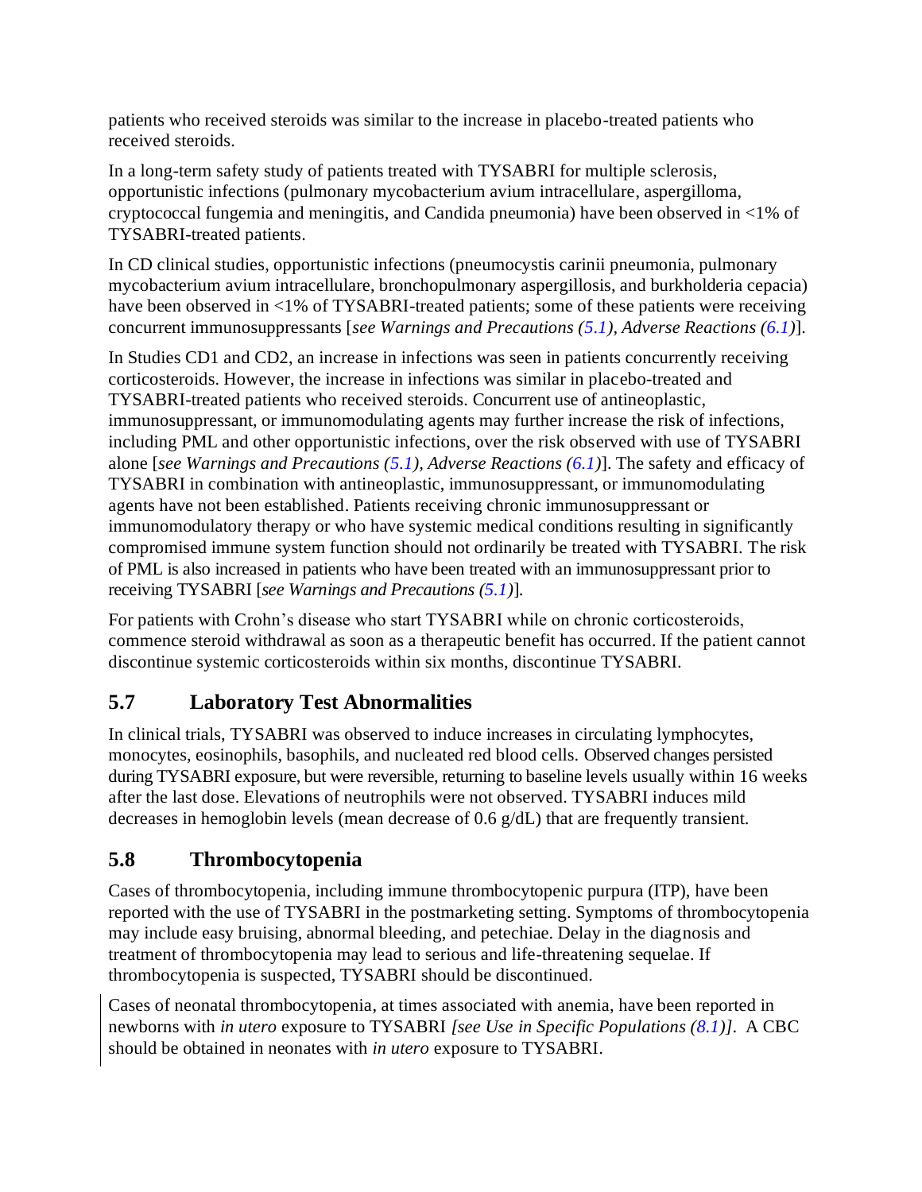patients who received steroids was similar to the increase in placebo-treated patients who received steroids.

In a long-term safety study of patients treated with TYSABRI for multiple sclerosis, opportunistic infections (pulmonary mycobacterium avium intracellulare, aspergilloma, cryptococcal fungemia and meningitis, and Candida pneumonia) have been observed in <1% of TYSABRI-treated patients.

In CD clinical studies, opportunistic infections (pneumocystis carinii pneumonia, pulmonary mycobacterium avium intracellulare, bronchopulmonary aspergillosis, and burkholderia cepacia) have been observed in <1% of TYSABRI-treated patients; some of these patients were receiving concurrent immunosuppressants [*see Warnings and Precautions (5.1), Adverse Reactions (6.1)*].

In Studies CD1 and CD2, an increase in infections was seen in patients concurrently receiving corticosteroids. However, the increase in infections was similar in placebo-treated and TYSABRI-treated patients who received steroids. Concurrent use of antineoplastic, immunosuppressant, or immunomodulating agents may further increase the risk of infections, including PML and other opportunistic infections, over the risk observed with use of TYSABRI alone [*see Warnings and Precautions (5.1), Adverse Reactions (6.1)*]. The safety and efficacy of TYSABRI in combination with antineoplastic, immunosuppressant, or immunomodulating agents have not been established. Patients receiving chronic immunosuppressant or immunomodulatory therapy or who have systemic medical conditions resulting in significantly compromised immune system function should not ordinarily be treated with TYSABRI. The risk of PML is also increased in patients who have been treated with an immunosuppressant prior to receiving TYSABRI [*see Warnings and Precautions (5.1)*].

For patients with Crohn's disease who start TYSABRI while on chronic corticosteroids, commence steroid withdrawal as soon as a therapeutic benefit has occurred. If the patient cannot discontinue systemic corticosteroids within six months, discontinue TYSABRI.

## 5.7 Laboratory Test Abnormalities

In clinical trials, TYSABRI was observed to induce increases in circulating lymphocytes, monocytes, eosinophils, basophils, and nucleated red blood cells. Observed changes persisted during TYSABRI exposure, but were reversible, returning to baseline levels usually within 16 weeks after the last dose. Elevations of neutrophils were not observed. TYSABRI induces mild decreases in hemoglobin levels (mean decrease of 0.6 g/dL) that are frequently transient.

## 5.8 Thrombocytopenia

Cases of thrombocytopenia, including immune thrombocytopenic purpura (ITP), have been reported with the use of TYSABRI in the postmarketing setting. Symptoms of thrombocytopenia may include easy bruising, abnormal bleeding, and petechiae. Delay in the diagnosis and treatment of thrombocytopenia may lead to serious and life-threatening sequelae. If thrombocytopenia is suspected, TYSABRI should be discontinued.

Cases of neonatal thrombocytopenia, at times associated with anemia, have been reported in newborns with *in utero* exposure to TYSABRI *[see Use in Specific Populations (8.1)]*. A CBC should be obtained in neonates with *in utero* exposure to TYSABRI.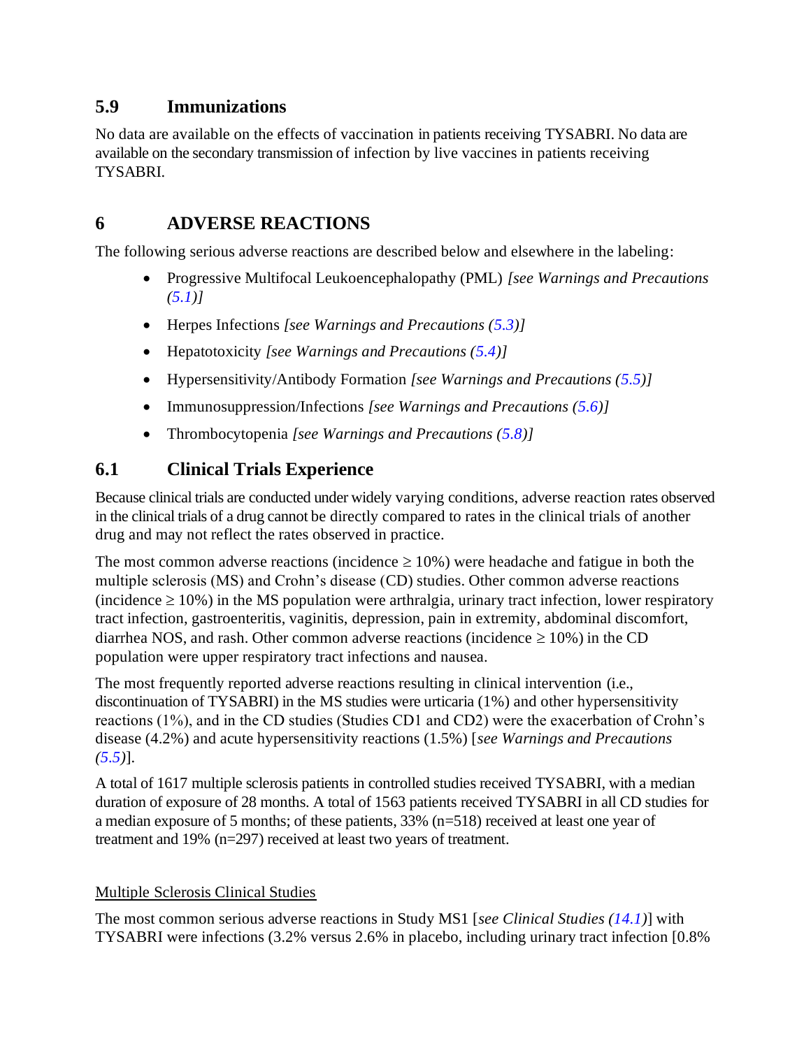## 5.9 Immunizations

No data are available on the effects of vaccination in patients receiving TYSABRI. No data are available on the secondary transmission of infection by live vaccines in patients receiving TYSABRI.

# 6 ADVERSE REACTIONS

The following serious adverse reactions are described below and elsewhere in the labeling:

- Progressive Multifocal Leukoencephalopathy (PML) *[see Warnings and Precautions (5.1)]*
- Herpes Infections *[see Warnings and Precautions (5.3)]*
- Hepatotoxicity *[see Warnings and Precautions (5.4)]*
- Hypersensitivity/Antibody Formation *[see Warnings and Precautions (5.5)]*
- Immunosuppression/Infections *[see Warnings and Precautions (5.6)]*
- Thrombocytopenia *[see Warnings and Precautions (5.8)]*

## 6.1 Clinical Trials Experience

Because clinical trials are conducted under widely varying conditions, adverse reaction rates observed in the clinical trials of a drug cannot be directly compared to rates in the clinical trials of another drug and may not reflect the rates observed in practice.

The most common adverse reactions (incidence ≥ 10%) were headache and fatigue in both the multiple sclerosis (MS) and Crohn's disease (CD) studies. Other common adverse reactions (incidence ≥ 10%) in the MS population were arthralgia, urinary tract infection, lower respiratory tract infection, gastroenteritis, vaginitis, depression, pain in extremity, abdominal discomfort, diarrhea NOS, and rash. Other common adverse reactions (incidence ≥ 10%) in the CD population were upper respiratory tract infections and nausea.

The most frequently reported adverse reactions resulting in clinical intervention (i.e., discontinuation of TYSABRI) in the MS studies were urticaria (1%) and other hypersensitivity reactions (1%), and in the CD studies (Studies CD1 and CD2) were the exacerbation of Crohn's disease (4.2%) and acute hypersensitivity reactions (1.5%) [*see Warnings and Precautions (5.5)*].

A total of 1617 multiple sclerosis patients in controlled studies received TYSABRI, with a median duration of exposure of 28 months. A total of 1563 patients received TYSABRI in all CD studies for a median exposure of 5 months; of these patients, 33% (n=518) received at least one year of treatment and 19% (n=297) received at least two years of treatment.

<u>Multiple Sclerosis Clinical Studies</u>

The most common serious adverse reactions in Study MS1 [*see Clinical Studies (14.1)*] with TYSABRI were infections (3.2% versus 2.6% in placebo, including urinary tract infection [0.8%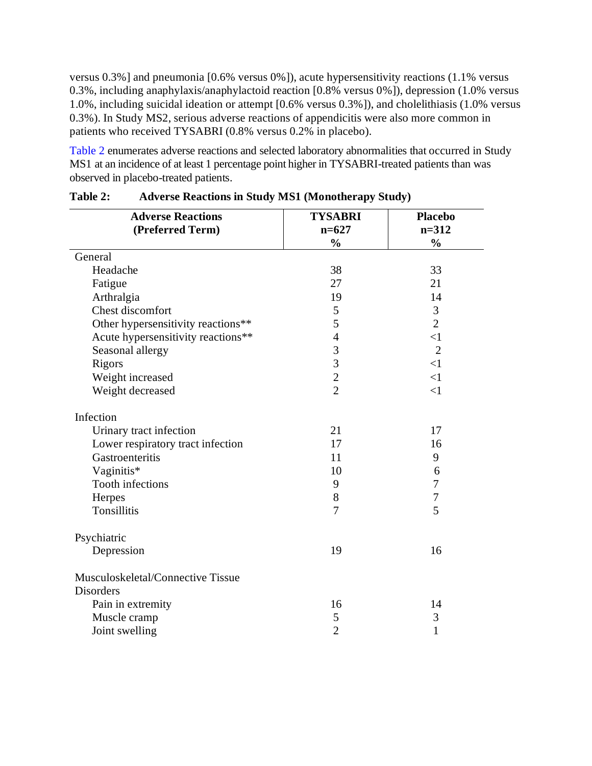versus 0.3%] and pneumonia [0.6% versus 0%]), acute hypersensitivity reactions (1.1% versus 0.3%, including anaphylaxis/anaphylactoid reaction [0.8% versus 0%]), depression (1.0% versus 1.0%, including suicidal ideation or attempt [0.6% versus 0.3%]), and cholelithiasis (1.0% versus 0.3%). In Study MS2, serious adverse reactions of appendicitis were also more common in patients who received TYSABRI (0.8% versus 0.2% in placebo).

Table 2 enumerates adverse reactions and selected laboratory abnormalities that occurred in Study MS1 at an incidence of at least 1 percentage point higher in TYSABRI-treated patients than was observed in placebo-treated patients.

**Table 2: Adverse Reactions in Study MS1 (Monotherapy Study)**

| Adverse Reactions (Preferred Term) | TYSABRI n=627 % | Placebo n=312 % |
|---|---|---|
| General | | |
| Headache | 38 | 33 |
| Fatigue | 27 | 21 |
| Arthralgia | 19 | 14 |
| Chest discomfort | 5 | 3 |
| Other hypersensitivity reactions** | 5 | 2 |
| Acute hypersensitivity reactions** | 4 | <1 |
| Seasonal allergy | 3 | 2 |
| Rigors | 3 | <1 |
| Weight increased | 2 | <1 |
| Weight decreased | 2 | <1 |
| Infection | | |
| Urinary tract infection | 21 | 17 |
| Lower respiratory tract infection | 17 | 16 |
| Gastroenteritis | 11 | 9 |
| Vaginitis* | 10 | 6 |
| Tooth infections | 9 | 7 |
| Herpes | 8 | 7 |
| Tonsillitis | 7 | 5 |
| Psychiatric | | |
| Depression | 19 | 16 |
| Musculoskeletal/Connective Tissue Disorders | | |
| Pain in extremity | 16 | 14 |
| Muscle cramp | 5 | 3 |
| Joint swelling | 2 | 1 |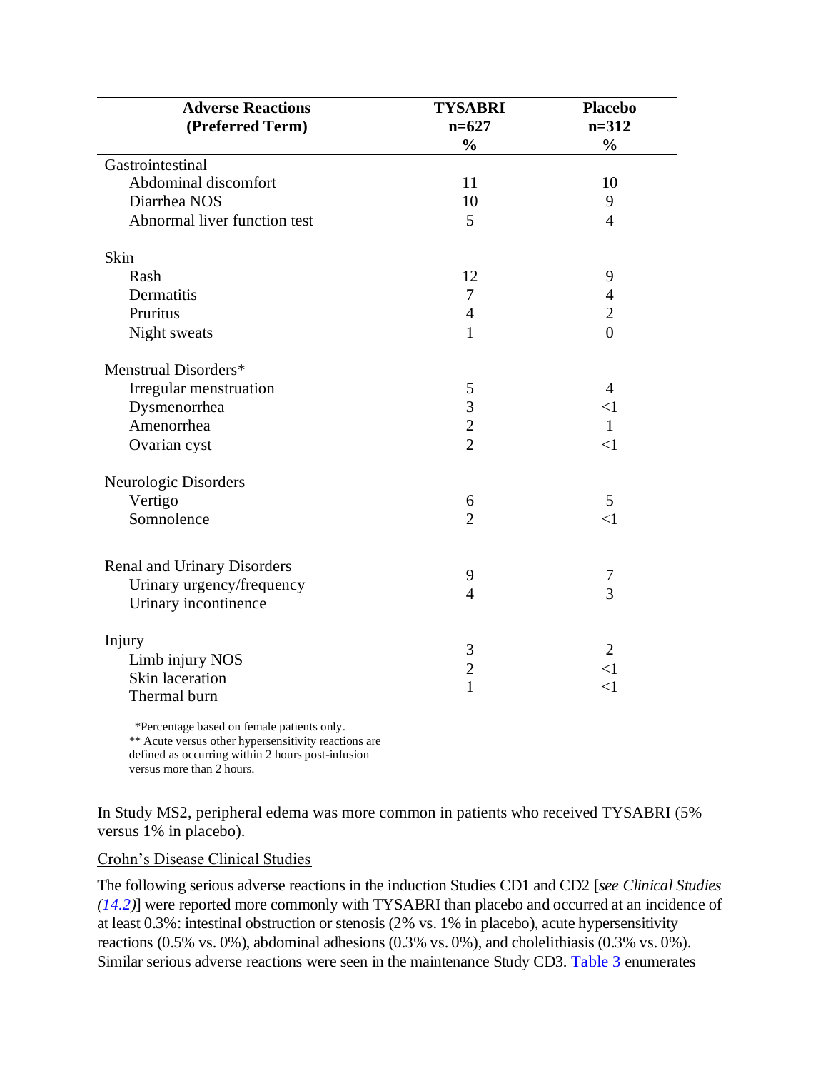| Adverse Reactions (Preferred Term) | TYSABRI n=627 % | Placebo n=312 % |
|---|---|---|
| Gastrointestinal | | |
| Abdominal discomfort | 11 | 10 |
| Diarrhea NOS | 10 | 9 |
| Abnormal liver function test | 5 | 4 |
| Skin | | |
| Rash | 12 | 9 |
| Dermatitis | 7 | 4 |
| Pruritus | 4 | 2 |
| Night sweats | 1 | 0 |
| Menstrual Disorders* | | |
| Irregular menstruation | 5 | 4 |
| Dysmenorrhea | 3 | <1 |
| Amenorrhea | 2 | 1 |
| Ovarian cyst | 2 | <1 |
| Neurologic Disorders | | |
| Vertigo | 6 | 5 |
| Somnolence | 2 | <1 |
| Renal and Urinary Disorders | | |
| Urinary urgency/frequency | 9 | 7 |
| Urinary incontinence | 4 | 3 |
| Injury | | |
| Limb injury NOS | 3 | 2 |
| Skin laceration | 2 | <1 |
| Thermal burn | 1 | <1 |

*Percentage based on female patients only.
** Acute versus other hypersensitivity reactions are defined as occurring within 2 hours post-infusion versus more than 2 hours.

In Study MS2, peripheral edema was more common in patients who received TYSABRI (5% versus 1% in placebo).

Crohn's Disease Clinical Studies

The following serious adverse reactions in the induction Studies CD1 and CD2 [*see Clinical Studies (14.2)*] were reported more commonly with TYSABRI than placebo and occurred at an incidence of at least 0.3%: intestinal obstruction or stenosis (2% vs. 1% in placebo), acute hypersensitivity reactions (0.5% vs. 0%), abdominal adhesions (0.3% vs. 0%), and cholelithiasis (0.3% vs. 0%). Similar serious adverse reactions were seen in the maintenance Study CD3. Table 3 enumerates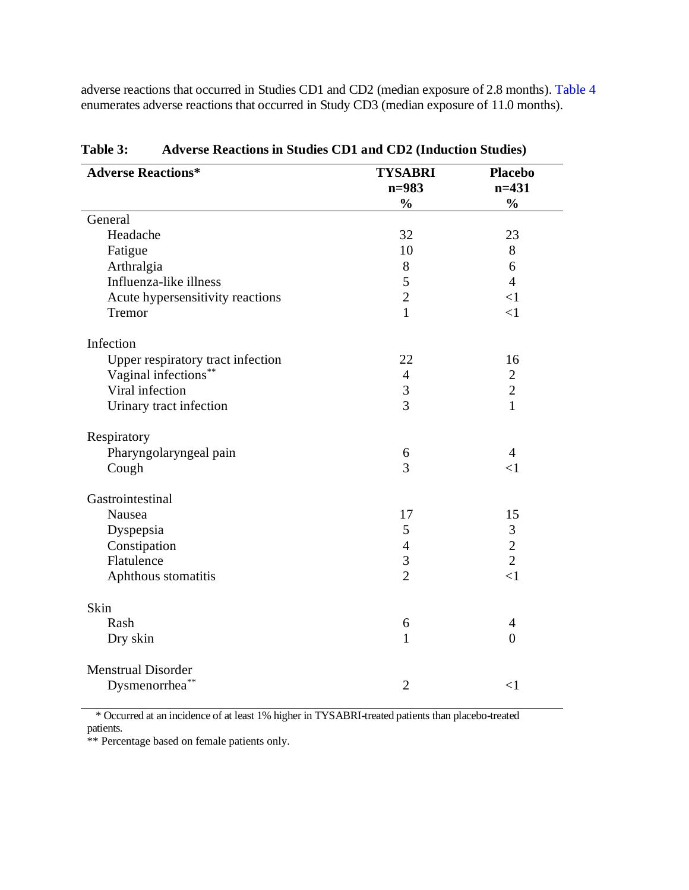adverse reactions that occurred in Studies CD1 and CD2 (median exposure of 2.8 months). Table 4 enumerates adverse reactions that occurred in Study CD3 (median exposure of 11.0 months).

**Table 3: Adverse Reactions in Studies CD1 and CD2 (Induction Studies)**

| Adverse Reactions* | TYSABRI n=983 % | Placebo n=431 % |
|---|---|---|
| General | | |
| Headache | 32 | 23 |
| Fatigue | 10 | 8 |
| Arthralgia | 8 | 6 |
| Influenza-like illness | 5 | 4 |
| Acute hypersensitivity reactions | 2 | <1 |
| Tremor | 1 | <1 |
| Infection | | |
| Upper respiratory tract infection | 22 | 16 |
| Vaginal infections** | 4 | 2 |
| Viral infection | 3 | 2 |
| Urinary tract infection | 3 | 1 |
| Respiratory | | |
| Pharyngolaryngeal pain | 6 | 4 |
| Cough | 3 | <1 |
| Gastrointestinal | | |
| Nausea | 17 | 15 |
| Dyspepsia | 5 | 3 |
| Constipation | 4 | 2 |
| Flatulence | 3 | 2 |
| Aphthous stomatitis | 2 | <1 |
| Skin | | |
| Rash | 6 | 4 |
| Dry skin | 1 | 0 |
| Menstrual Disorder | | |
| Dysmenorrhea** | 2 | <1 |

\* Occurred at an incidence of at least 1% higher in TYSABRI-treated patients than placebo-treated patients.

** Percentage based on female patients only.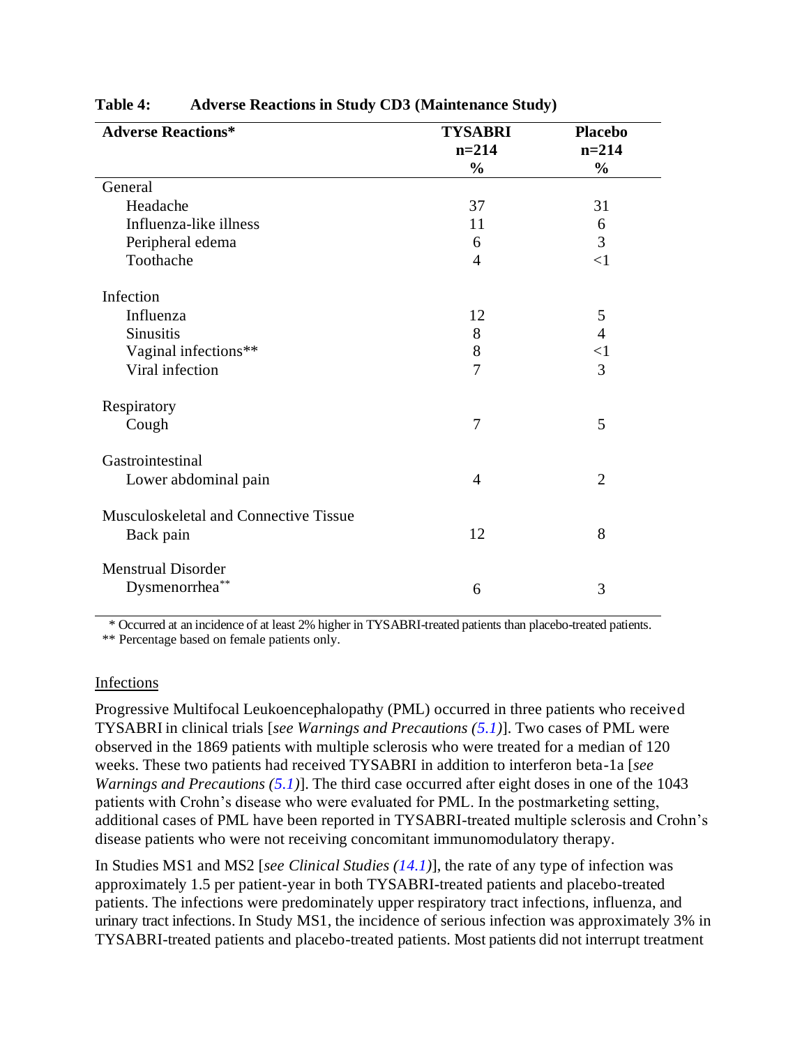**Table 4: Adverse Reactions in Study CD3 (Maintenance Study)**

| Adverse Reactions* | TYSABRI n=214 % | Placebo n=214 % |
|---|---|---|
| General | | |
| Headache | 37 | 31 |
| Influenza-like illness | 11 | 6 |
| Peripheral edema | 6 | 3 |
| Toothache | 4 | <1 |
| Infection | | |
| Influenza | 12 | 5 |
| Sinusitis | 8 | 4 |
| Vaginal infections** | 8 | <1 |
| Viral infection | 7 | 3 |
| Respiratory | | |
| Cough | 7 | 5 |
| Gastrointestinal | | |
| Lower abdominal pain | 4 | 2 |
| Musculoskeletal and Connective Tissue | | |
| Back pain | 12 | 8 |
| Menstrual Disorder | | |
| Dysmenorrhea** | 6 | 3 |

\* Occurred at an incidence of at least 2% higher in TYSABRI-treated patients than placebo-treated patients.
** Percentage based on female patients only.

Infections

Progressive Multifocal Leukoencephalopathy (PML) occurred in three patients who received TYSABRI in clinical trials [*see Warnings and Precautions (5.1)*]. Two cases of PML were observed in the 1869 patients with multiple sclerosis who were treated for a median of 120 weeks. These two patients had received TYSABRI in addition to interferon beta-1a [*see Warnings and Precautions (5.1)*]. The third case occurred after eight doses in one of the 1043 patients with Crohn's disease who were evaluated for PML. In the postmarketing setting, additional cases of PML have been reported in TYSABRI-treated multiple sclerosis and Crohn's disease patients who were not receiving concomitant immunomodulatory therapy.

In Studies MS1 and MS2 [*see Clinical Studies (14.1)*], the rate of any type of infection was approximately 1.5 per patient-year in both TYSABRI-treated patients and placebo-treated patients. The infections were predominately upper respiratory tract infections, influenza, and urinary tract infections. In Study MS1, the incidence of serious infection was approximately 3% in TYSABRI-treated patients and placebo-treated patients. Most patients did not interrupt treatment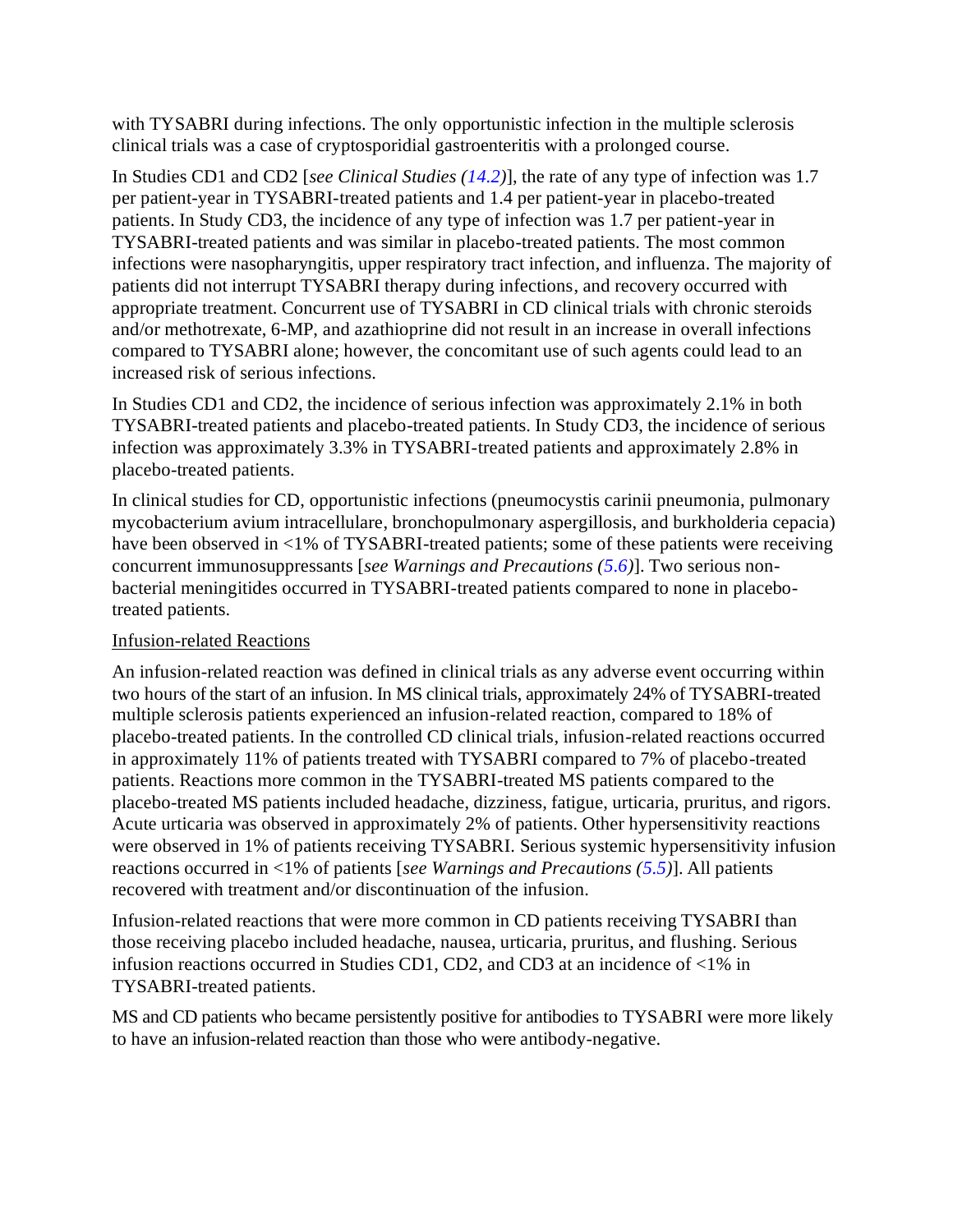with TYSABRI during infections. The only opportunistic infection in the multiple sclerosis clinical trials was a case of cryptosporidial gastroenteritis with a prolonged course.

In Studies CD1 and CD2 [*see Clinical Studies (14.2)*], the rate of any type of infection was 1.7 per patient-year in TYSABRI-treated patients and 1.4 per patient-year in placebo-treated patients. In Study CD3, the incidence of any type of infection was 1.7 per patient-year in TYSABRI-treated patients and was similar in placebo-treated patients. The most common infections were nasopharyngitis, upper respiratory tract infection, and influenza. The majority of patients did not interrupt TYSABRI therapy during infections, and recovery occurred with appropriate treatment. Concurrent use of TYSABRI in CD clinical trials with chronic steroids and/or methotrexate, 6-MP, and azathioprine did not result in an increase in overall infections compared to TYSABRI alone; however, the concomitant use of such agents could lead to an increased risk of serious infections.

In Studies CD1 and CD2, the incidence of serious infection was approximately 2.1% in both TYSABRI-treated patients and placebo-treated patients. In Study CD3, the incidence of serious infection was approximately 3.3% in TYSABRI-treated patients and approximately 2.8% in placebo-treated patients.

In clinical studies for CD, opportunistic infections (pneumocystis carinii pneumonia, pulmonary mycobacterium avium intracellulare, bronchopulmonary aspergillosis, and burkholderia cepacia) have been observed in <1% of TYSABRI-treated patients; some of these patients were receiving concurrent immunosuppressants [*see Warnings and Precautions (5.6)*]. Two serious non-bacterial meningitides occurred in TYSABRI-treated patients compared to none in placebo-treated patients.

Infusion-related Reactions

An infusion-related reaction was defined in clinical trials as any adverse event occurring within two hours of the start of an infusion. In MS clinical trials, approximately 24% of TYSABRI-treated multiple sclerosis patients experienced an infusion-related reaction, compared to 18% of placebo-treated patients. In the controlled CD clinical trials, infusion-related reactions occurred in approximately 11% of patients treated with TYSABRI compared to 7% of placebo-treated patients. Reactions more common in the TYSABRI-treated MS patients compared to the placebo-treated MS patients included headache, dizziness, fatigue, urticaria, pruritus, and rigors. Acute urticaria was observed in approximately 2% of patients. Other hypersensitivity reactions were observed in 1% of patients receiving TYSABRI. Serious systemic hypersensitivity infusion reactions occurred in <1% of patients [*see Warnings and Precautions (5.5)*]. All patients recovered with treatment and/or discontinuation of the infusion.

Infusion-related reactions that were more common in CD patients receiving TYSABRI than those receiving placebo included headache, nausea, urticaria, pruritus, and flushing. Serious infusion reactions occurred in Studies CD1, CD2, and CD3 at an incidence of <1% in TYSABRI-treated patients.

MS and CD patients who became persistently positive for antibodies to TYSABRI were more likely to have an infusion-related reaction than those who were antibody-negative.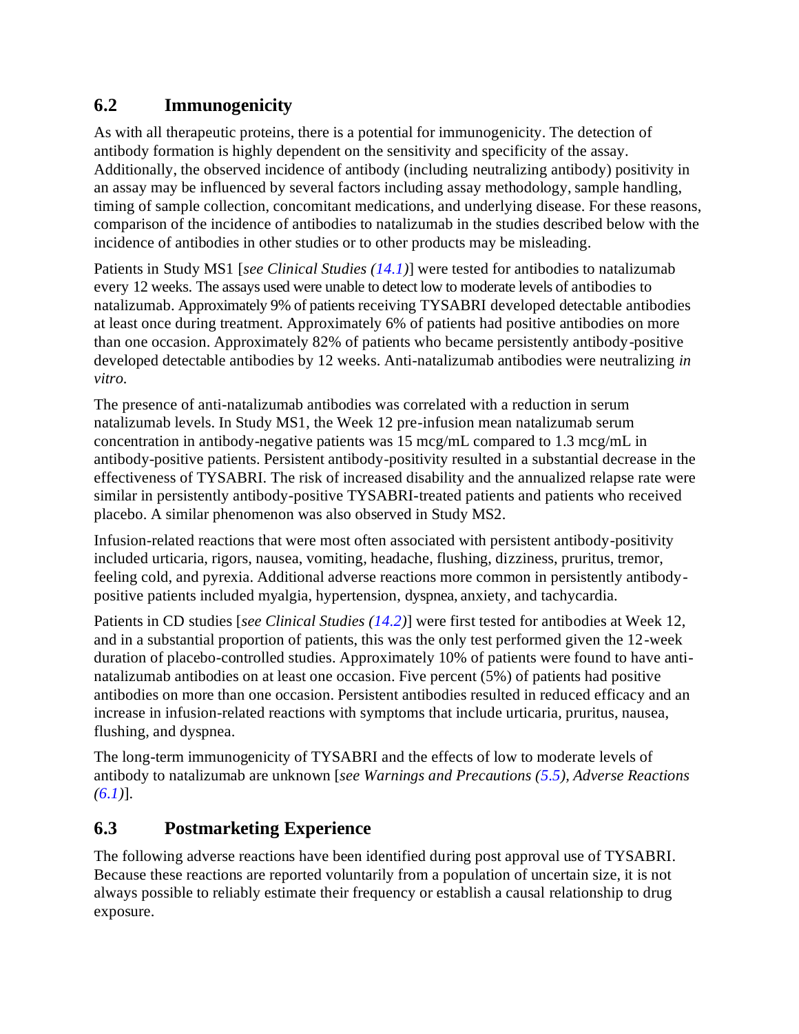## 6.2 Immunogenicity

As with all therapeutic proteins, there is a potential for immunogenicity. The detection of antibody formation is highly dependent on the sensitivity and specificity of the assay. Additionally, the observed incidence of antibody (including neutralizing antibody) positivity in an assay may be influenced by several factors including assay methodology, sample handling, timing of sample collection, concomitant medications, and underlying disease. For these reasons, comparison of the incidence of antibodies to natalizumab in the studies described below with the incidence of antibodies in other studies or to other products may be misleading.

Patients in Study MS1 [*see Clinical Studies (14.1)*] were tested for antibodies to natalizumab every 12 weeks. The assays used were unable to detect low to moderate levels of antibodies to natalizumab. Approximately 9% of patients receiving TYSABRI developed detectable antibodies at least once during treatment. Approximately 6% of patients had positive antibodies on more than one occasion. Approximately 82% of patients who became persistently antibody-positive developed detectable antibodies by 12 weeks. Anti-natalizumab antibodies were neutralizing *in vitro*.

The presence of anti-natalizumab antibodies was correlated with a reduction in serum natalizumab levels. In Study MS1, the Week 12 pre-infusion mean natalizumab serum concentration in antibody-negative patients was 15 mcg/mL compared to 1.3 mcg/mL in antibody-positive patients. Persistent antibody-positivity resulted in a substantial decrease in the effectiveness of TYSABRI. The risk of increased disability and the annualized relapse rate were similar in persistently antibody-positive TYSABRI-treated patients and patients who received placebo. A similar phenomenon was also observed in Study MS2.

Infusion-related reactions that were most often associated with persistent antibody-positivity included urticaria, rigors, nausea, vomiting, headache, flushing, dizziness, pruritus, tremor, feeling cold, and pyrexia. Additional adverse reactions more common in persistently antibody-positive patients included myalgia, hypertension, dyspnea, anxiety, and tachycardia.

Patients in CD studies [*see Clinical Studies (14.2)*] were first tested for antibodies at Week 12, and in a substantial proportion of patients, this was the only test performed given the 12-week duration of placebo-controlled studies. Approximately 10% of patients were found to have anti-natalizumab antibodies on at least one occasion. Five percent (5%) of patients had positive antibodies on more than one occasion. Persistent antibodies resulted in reduced efficacy and an increase in infusion-related reactions with symptoms that include urticaria, pruritus, nausea, flushing, and dyspnea.

The long-term immunogenicity of TYSABRI and the effects of low to moderate levels of antibody to natalizumab are unknown [*see Warnings and Precautions (5.5), Adverse Reactions (6.1)*].

## 6.3 Postmarketing Experience

The following adverse reactions have been identified during post approval use of TYSABRI. Because these reactions are reported voluntarily from a population of uncertain size, it is not always possible to reliably estimate their frequency or establish a causal relationship to drug exposure.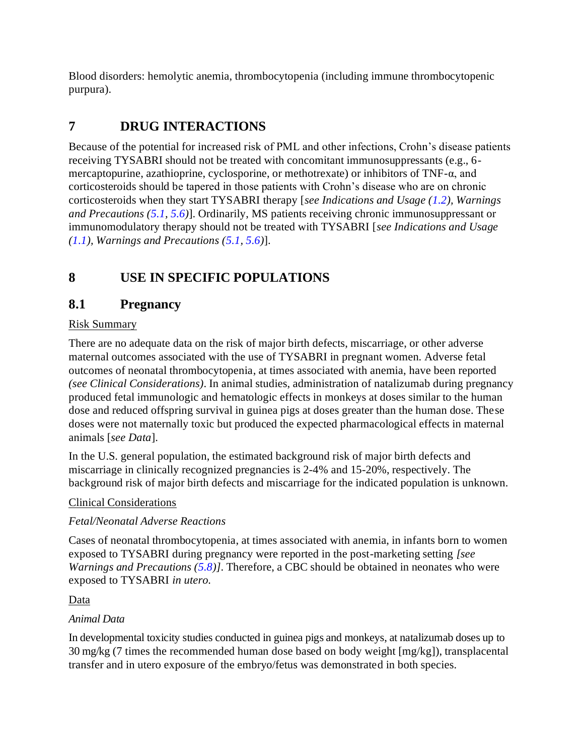Blood disorders: hemolytic anemia, thrombocytopenia (including immune thrombocytopenic purpura).

## 7 DRUG INTERACTIONS

Because of the potential for increased risk of PML and other infections, Crohn's disease patients receiving TYSABRI should not be treated with concomitant immunosuppressants (e.g., 6-mercaptopurine, azathioprine, cyclosporine, or methotrexate) or inhibitors of TNF-α, and corticosteroids should be tapered in those patients with Crohn's disease who are on chronic corticosteroids when they start TYSABRI therapy [*see Indications and Usage (1.2), Warnings and Precautions (5.1, 5.6)*]. Ordinarily, MS patients receiving chronic immunosuppressant or immunomodulatory therapy should not be treated with TYSABRI [*see Indications and Usage (1.1), Warnings and Precautions (5.1, 5.6)*].

## 8 USE IN SPECIFIC POPULATIONS

### 8.1 Pregnancy

Risk Summary

There are no adequate data on the risk of major birth defects, miscarriage, or other adverse maternal outcomes associated with the use of TYSABRI in pregnant women. Adverse fetal outcomes of neonatal thrombocytopenia, at times associated with anemia, have been reported *(see Clinical Considerations)*. In animal studies, administration of natalizumab during pregnancy produced fetal immunologic and hematologic effects in monkeys at doses similar to the human dose and reduced offspring survival in guinea pigs at doses greater than the human dose. These doses were not maternally toxic but produced the expected pharmacological effects in maternal animals [*see Data*].

In the U.S. general population, the estimated background risk of major birth defects and miscarriage in clinically recognized pregnancies is 2-4% and 15-20%, respectively. The background risk of major birth defects and miscarriage for the indicated population is unknown.

Clinical Considerations

*Fetal/Neonatal Adverse Reactions*

Cases of neonatal thrombocytopenia, at times associated with anemia, in infants born to women exposed to TYSABRI during pregnancy were reported in the post-marketing setting *[see Warnings and Precautions (5.8)]*. Therefore, a CBC should be obtained in neonates who were exposed to TYSABRI *in utero.*

Data

*Animal Data*

In developmental toxicity studies conducted in guinea pigs and monkeys, at natalizumab doses up to 30 mg/kg (7 times the recommended human dose based on body weight [mg/kg]), transplacental transfer and in utero exposure of the embryo/fetus was demonstrated in both species.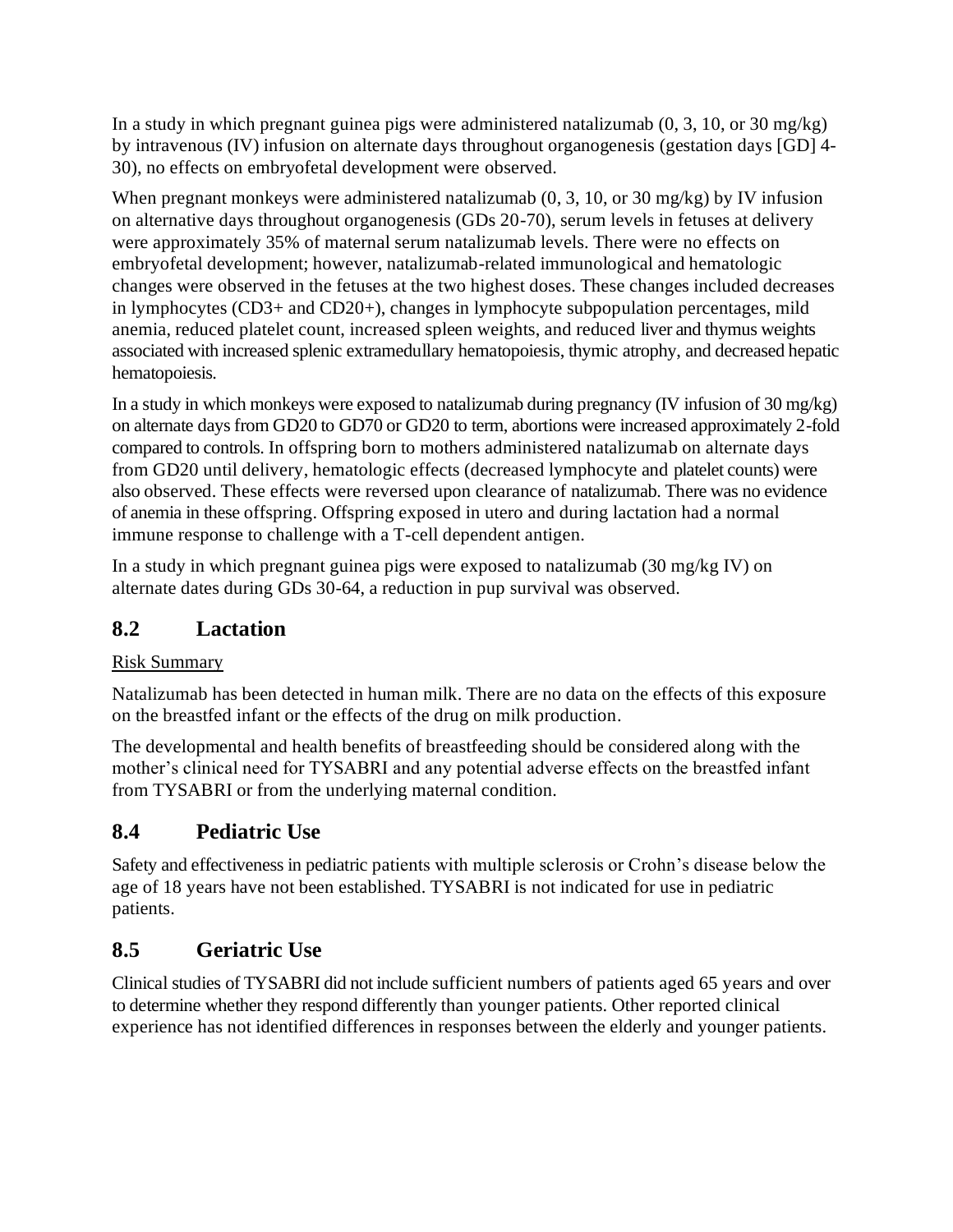In a study in which pregnant guinea pigs were administered natalizumab (0, 3, 10, or 30 mg/kg) by intravenous (IV) infusion on alternate days throughout organogenesis (gestation days [GD] 4-30), no effects on embryofetal development were observed.

When pregnant monkeys were administered natalizumab (0, 3, 10, or 30 mg/kg) by IV infusion on alternative days throughout organogenesis (GDs 20-70), serum levels in fetuses at delivery were approximately 35% of maternal serum natalizumab levels. There were no effects on embryofetal development; however, natalizumab-related immunological and hematologic changes were observed in the fetuses at the two highest doses. These changes included decreases in lymphocytes (CD3+ and CD20+), changes in lymphocyte subpopulation percentages, mild anemia, reduced platelet count, increased spleen weights, and reduced liver and thymus weights associated with increased splenic extramedullary hematopoiesis, thymic atrophy, and decreased hepatic hematopoiesis.

In a study in which monkeys were exposed to natalizumab during pregnancy (IV infusion of 30 mg/kg) on alternate days from GD20 to GD70 or GD20 to term, abortions were increased approximately 2-fold compared to controls. In offspring born to mothers administered natalizumab on alternate days from GD20 until delivery, hematologic effects (decreased lymphocyte and platelet counts) were also observed. These effects were reversed upon clearance of natalizumab. There was no evidence of anemia in these offspring. Offspring exposed in utero and during lactation had a normal immune response to challenge with a T-cell dependent antigen.

In a study in which pregnant guinea pigs were exposed to natalizumab (30 mg/kg IV) on alternate dates during GDs 30-64, a reduction in pup survival was observed.

## 8.2 Lactation

Risk Summary

Natalizumab has been detected in human milk. There are no data on the effects of this exposure on the breastfed infant or the effects of the drug on milk production.

The developmental and health benefits of breastfeeding should be considered along with the mother's clinical need for TYSABRI and any potential adverse effects on the breastfed infant from TYSABRI or from the underlying maternal condition.

## 8.4 Pediatric Use

Safety and effectiveness in pediatric patients with multiple sclerosis or Crohn's disease below the age of 18 years have not been established. TYSABRI is not indicated for use in pediatric patients.

## 8.5 Geriatric Use

Clinical studies of TYSABRI did not include sufficient numbers of patients aged 65 years and over to determine whether they respond differently than younger patients. Other reported clinical experience has not identified differences in responses between the elderly and younger patients.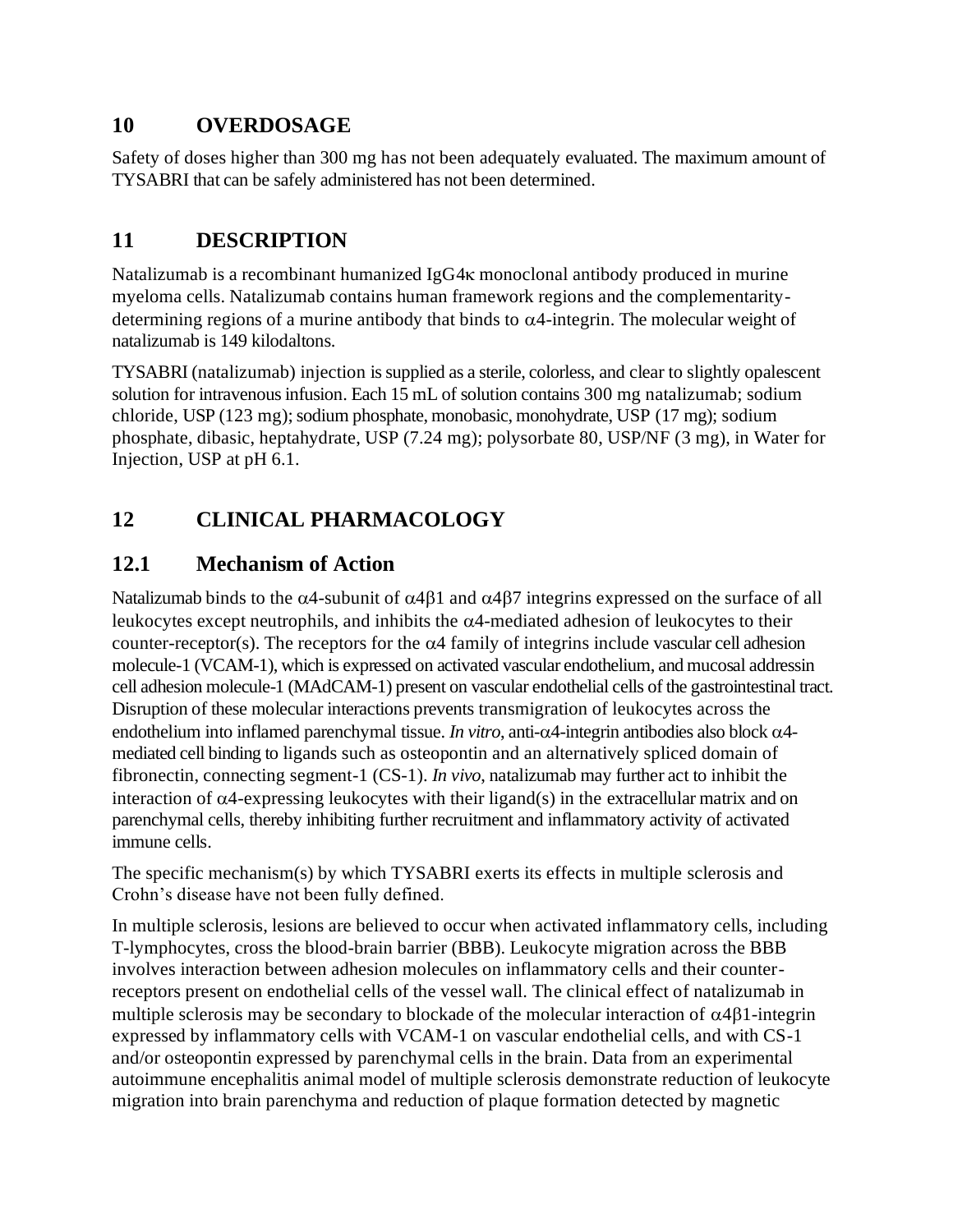## 10 OVERDOSAGE

Safety of doses higher than 300 mg has not been adequately evaluated. The maximum amount of TYSABRI that can be safely administered has not been determined.

## 11 DESCRIPTION

Natalizumab is a recombinant humanized IgG4κ monoclonal antibody produced in murine myeloma cells. Natalizumab contains human framework regions and the complementarity-determining regions of a murine antibody that binds to α4-integrin. The molecular weight of natalizumab is 149 kilodaltons.

TYSABRI (natalizumab) injection is supplied as a sterile, colorless, and clear to slightly opalescent solution for intravenous infusion. Each 15 mL of solution contains 300 mg natalizumab; sodium chloride, USP (123 mg); sodium phosphate, monobasic, monohydrate, USP (17 mg); sodium phosphate, dibasic, heptahydrate, USP (7.24 mg); polysorbate 80, USP/NF (3 mg), in Water for Injection, USP at pH 6.1.

## 12 CLINICAL PHARMACOLOGY

### 12.1 Mechanism of Action

Natalizumab binds to the α4-subunit of α4β1 and α4β7 integrins expressed on the surface of all leukocytes except neutrophils, and inhibits the α4-mediated adhesion of leukocytes to their counter-receptor(s). The receptors for the α4 family of integrins include vascular cell adhesion molecule-1 (VCAM-1), which is expressed on activated vascular endothelium, and mucosal addressin cell adhesion molecule-1 (MAdCAM-1) present on vascular endothelial cells of the gastrointestinal tract. Disruption of these molecular interactions prevents transmigration of leukocytes across the endothelium into inflamed parenchymal tissue. *In vitro*, anti-α4-integrin antibodies also block α4-mediated cell binding to ligands such as osteopontin and an alternatively spliced domain of fibronectin, connecting segment-1 (CS-1). *In vivo*, natalizumab may further act to inhibit the interaction of α4-expressing leukocytes with their ligand(s) in the extracellular matrix and on parenchymal cells, thereby inhibiting further recruitment and inflammatory activity of activated immune cells.

The specific mechanism(s) by which TYSABRI exerts its effects in multiple sclerosis and Crohn's disease have not been fully defined.

In multiple sclerosis, lesions are believed to occur when activated inflammatory cells, including T-lymphocytes, cross the blood-brain barrier (BBB). Leukocyte migration across the BBB involves interaction between adhesion molecules on inflammatory cells and their counter-receptors present on endothelial cells of the vessel wall. The clinical effect of natalizumab in multiple sclerosis may be secondary to blockade of the molecular interaction of α4β1-integrin expressed by inflammatory cells with VCAM-1 on vascular endothelial cells, and with CS-1 and/or osteopontin expressed by parenchymal cells in the brain. Data from an experimental autoimmune encephalitis animal model of multiple sclerosis demonstrate reduction of leukocyte migration into brain parenchyma and reduction of plaque formation detected by magnetic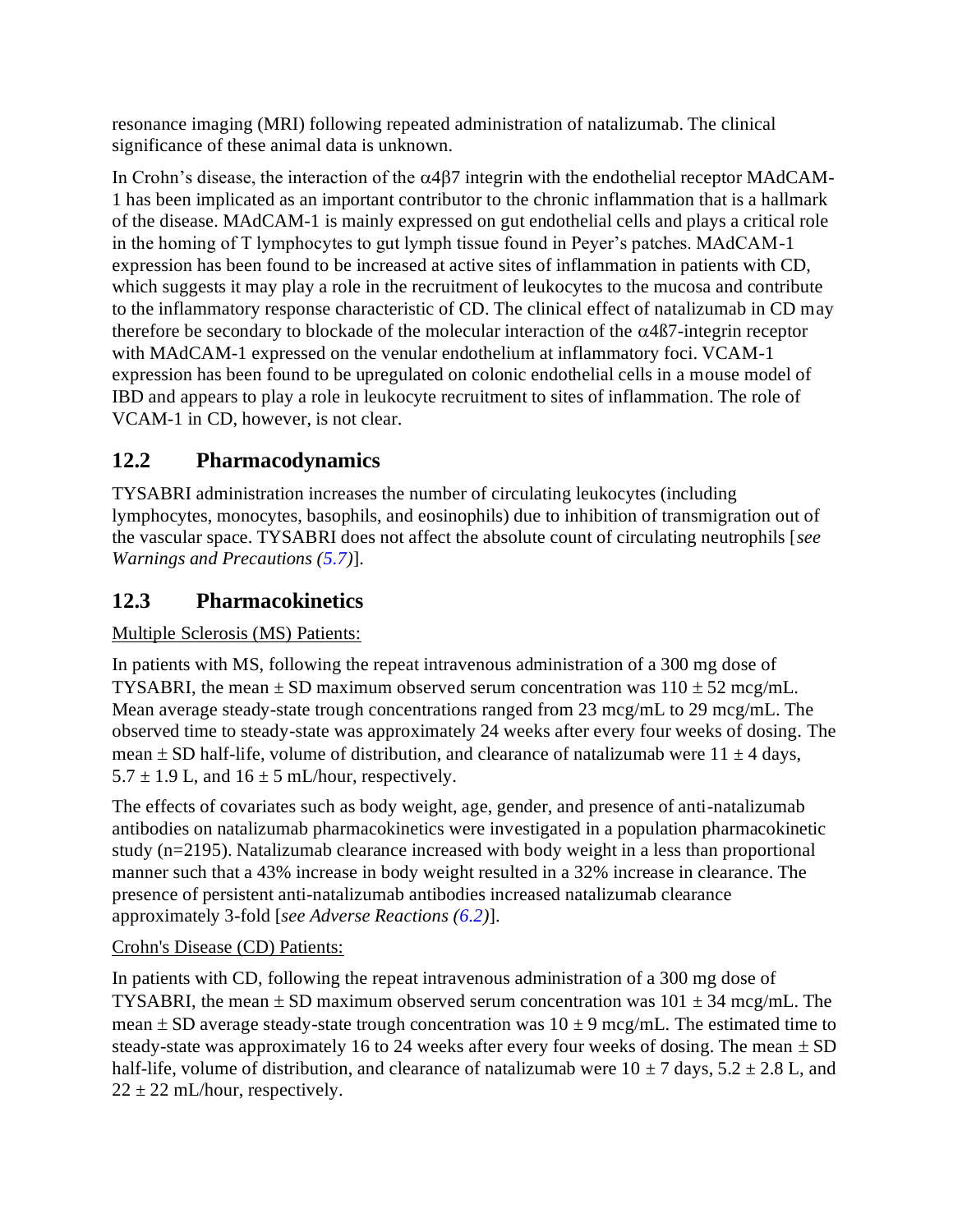resonance imaging (MRI) following repeated administration of natalizumab. The clinical significance of these animal data is unknown.

In Crohn's disease, the interaction of the α4β7 integrin with the endothelial receptor MAdCAM-1 has been implicated as an important contributor to the chronic inflammation that is a hallmark of the disease. MAdCAM-1 is mainly expressed on gut endothelial cells and plays a critical role in the homing of T lymphocytes to gut lymph tissue found in Peyer's patches. MAdCAM-1 expression has been found to be increased at active sites of inflammation in patients with CD, which suggests it may play a role in the recruitment of leukocytes to the mucosa and contribute to the inflammatory response characteristic of CD. The clinical effect of natalizumab in CD may therefore be secondary to blockade of the molecular interaction of the α4ß7-integrin receptor with MAdCAM-1 expressed on the venular endothelium at inflammatory foci. VCAM-1 expression has been found to be upregulated on colonic endothelial cells in a mouse model of IBD and appears to play a role in leukocyte recruitment to sites of inflammation. The role of VCAM-1 in CD, however, is not clear.

## 12.2 Pharmacodynamics

TYSABRI administration increases the number of circulating leukocytes (including lymphocytes, monocytes, basophils, and eosinophils) due to inhibition of transmigration out of the vascular space. TYSABRI does not affect the absolute count of circulating neutrophils [*see Warnings and Precautions (5.7)*].

## 12.3 Pharmacokinetics

Multiple Sclerosis (MS) Patients:

In patients with MS, following the repeat intravenous administration of a 300 mg dose of TYSABRI, the mean ± SD maximum observed serum concentration was 110 ± 52 mcg/mL. Mean average steady-state trough concentrations ranged from 23 mcg/mL to 29 mcg/mL. The observed time to steady-state was approximately 24 weeks after every four weeks of dosing. The mean ± SD half-life, volume of distribution, and clearance of natalizumab were 11 ± 4 days, 5.7 ± 1.9 L, and 16 ± 5 mL/hour, respectively.

The effects of covariates such as body weight, age, gender, and presence of anti-natalizumab antibodies on natalizumab pharmacokinetics were investigated in a population pharmacokinetic study (n=2195). Natalizumab clearance increased with body weight in a less than proportional manner such that a 43% increase in body weight resulted in a 32% increase in clearance. The presence of persistent anti-natalizumab antibodies increased natalizumab clearance approximately 3-fold [*see Adverse Reactions (6.2)*].

Crohn's Disease (CD) Patients:

In patients with CD, following the repeat intravenous administration of a 300 mg dose of TYSABRI, the mean ± SD maximum observed serum concentration was 101 ± 34 mcg/mL. The mean ± SD average steady-state trough concentration was 10 ± 9 mcg/mL. The estimated time to steady-state was approximately 16 to 24 weeks after every four weeks of dosing. The mean ± SD half-life, volume of distribution, and clearance of natalizumab were 10 ± 7 days, 5.2 ± 2.8 L, and 22 ± 22 mL/hour, respectively.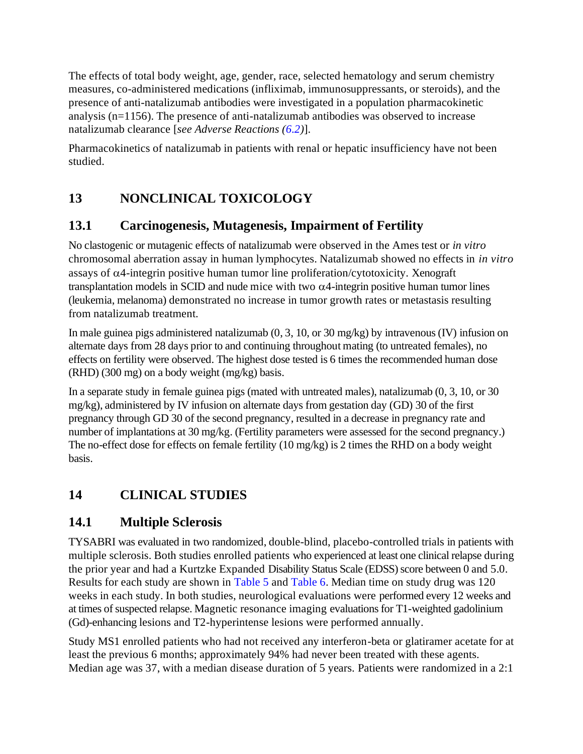The effects of total body weight, age, gender, race, selected hematology and serum chemistry measures, co-administered medications (infliximab, immunosuppressants, or steroids), and the presence of anti-natalizumab antibodies were investigated in a population pharmacokinetic analysis (n=1156). The presence of anti-natalizumab antibodies was observed to increase natalizumab clearance [*see Adverse Reactions (6.2)*].

Pharmacokinetics of natalizumab in patients with renal or hepatic insufficiency have not been studied.

# 13 NONCLINICAL TOXICOLOGY

## 13.1 Carcinogenesis, Mutagenesis, Impairment of Fertility

No clastogenic or mutagenic effects of natalizumab were observed in the Ames test or *in vitro* chromosomal aberration assay in human lymphocytes. Natalizumab showed no effects in *in vitro* assays of α4-integrin positive human tumor line proliferation/cytotoxicity. Xenograft transplantation models in SCID and nude mice with two α4-integrin positive human tumor lines (leukemia, melanoma) demonstrated no increase in tumor growth rates or metastasis resulting from natalizumab treatment.

In male guinea pigs administered natalizumab (0, 3, 10, or 30 mg/kg) by intravenous (IV) infusion on alternate days from 28 days prior to and continuing throughout mating (to untreated females), no effects on fertility were observed. The highest dose tested is 6 times the recommended human dose (RHD) (300 mg) on a body weight (mg/kg) basis.

In a separate study in female guinea pigs (mated with untreated males), natalizumab (0, 3, 10, or 30 mg/kg), administered by IV infusion on alternate days from gestation day (GD) 30 of the first pregnancy through GD 30 of the second pregnancy, resulted in a decrease in pregnancy rate and number of implantations at 30 mg/kg. (Fertility parameters were assessed for the second pregnancy.) The no-effect dose for effects on female fertility (10 mg/kg) is 2 times the RHD on a body weight basis.

# 14 CLINICAL STUDIES

## 14.1 Multiple Sclerosis

TYSABRI was evaluated in two randomized, double-blind, placebo-controlled trials in patients with multiple sclerosis. Both studies enrolled patients who experienced at least one clinical relapse during the prior year and had a Kurtzke Expanded Disability Status Scale (EDSS) score between 0 and 5.0. Results for each study are shown in Table 5 and Table 6. Median time on study drug was 120 weeks in each study. In both studies, neurological evaluations were performed every 12 weeks and at times of suspected relapse. Magnetic resonance imaging evaluations for T1-weighted gadolinium (Gd)-enhancing lesions and T2-hyperintense lesions were performed annually.

Study MS1 enrolled patients who had not received any interferon-beta or glatiramer acetate for at least the previous 6 months; approximately 94% had never been treated with these agents. Median age was 37, with a median disease duration of 5 years. Patients were randomized in a 2:1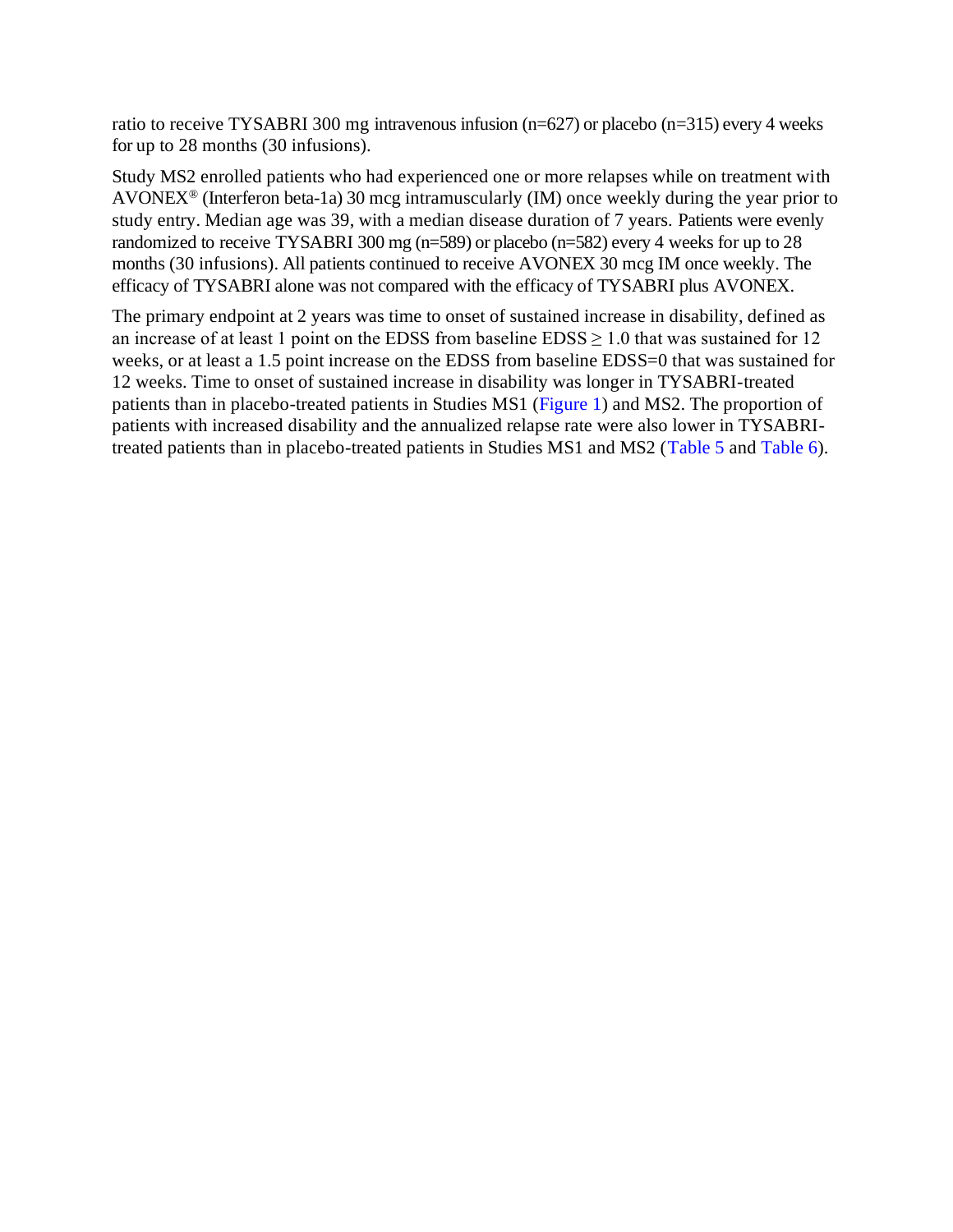ratio to receive TYSABRI 300 mg intravenous infusion (n=627) or placebo (n=315) every 4 weeks for up to 28 months (30 infusions).

Study MS2 enrolled patients who had experienced one or more relapses while on treatment with AVONEX® (Interferon beta-1a) 30 mcg intramuscularly (IM) once weekly during the year prior to study entry. Median age was 39, with a median disease duration of 7 years. Patients were evenly randomized to receive TYSABRI 300 mg (n=589) or placebo (n=582) every 4 weeks for up to 28 months (30 infusions). All patients continued to receive AVONEX 30 mcg IM once weekly. The efficacy of TYSABRI alone was not compared with the efficacy of TYSABRI plus AVONEX.

The primary endpoint at 2 years was time to onset of sustained increase in disability, defined as an increase of at least 1 point on the EDSS from baseline EDSS $\geq$ 1.0 that was sustained for 12 weeks, or at least a 1.5 point increase on the EDSS from baseline EDSS=0 that was sustained for 12 weeks. Time to onset of sustained increase in disability was longer in TYSABRI-treated patients than in placebo-treated patients in Studies MS1 (Figure 1) and MS2. The proportion of patients with increased disability and the annualized relapse rate were also lower in TYSABRI-treated patients than in placebo-treated patients in Studies MS1 and MS2 (Table 5 and Table 6).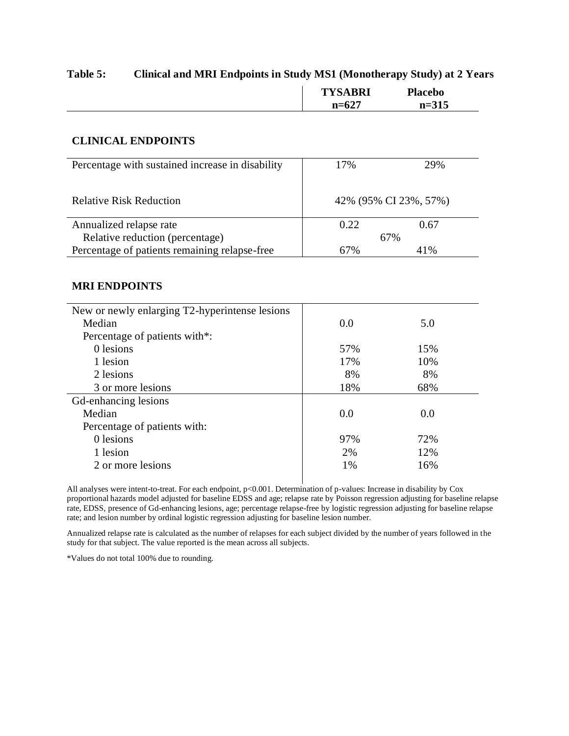**Table 5: Clinical and MRI Endpoints in Study MS1 (Monotherapy Study) at 2 Years**

| | TYSABRI n=627 | Placebo n=315 |
|---|---|---|
| **CLINICAL ENDPOINTS** | | |
| Percentage with sustained increase in disability | 17% | 29% |
| Relative Risk Reduction | 42% (95% CI 23%, 57%) | |
| Annualized relapse rate | 0.22 | 0.67 |
| Relative reduction (percentage) | 67% | |
| Percentage of patients remaining relapse-free | 67% | 41% |
| **MRI ENDPOINTS** | | |
| New or newly enlarging T2-hyperintense lesions | | |
| Median | 0.0 | 5.0 |
| Percentage of patients with*: | | |
| 0 lesions | 57% | 15% |
| 1 lesion | 17% | 10% |
| 2 lesions | 8% | 8% |
| 3 or more lesions | 18% | 68% |
| Gd-enhancing lesions | | |
| Median | 0.0 | 0.0 |
| Percentage of patients with: | | |
| 0 lesions | 97% | 72% |
| 1 lesion | 2% | 12% |
| 2 or more lesions | 1% | 16% |

All analyses were intent-to-treat. For each endpoint, p<0.001. Determination of p-values: Increase in disability by Cox proportional hazards model adjusted for baseline EDSS and age; relapse rate by Poisson regression adjusting for baseline relapse rate, EDSS, presence of Gd-enhancing lesions, age; percentage relapse-free by logistic regression adjusting for baseline relapse rate; and lesion number by ordinal logistic regression adjusting for baseline lesion number.

Annualized relapse rate is calculated as the number of relapses for each subject divided by the number of years followed in the study for that subject. The value reported is the mean across all subjects.

*Values do not total 100% due to rounding.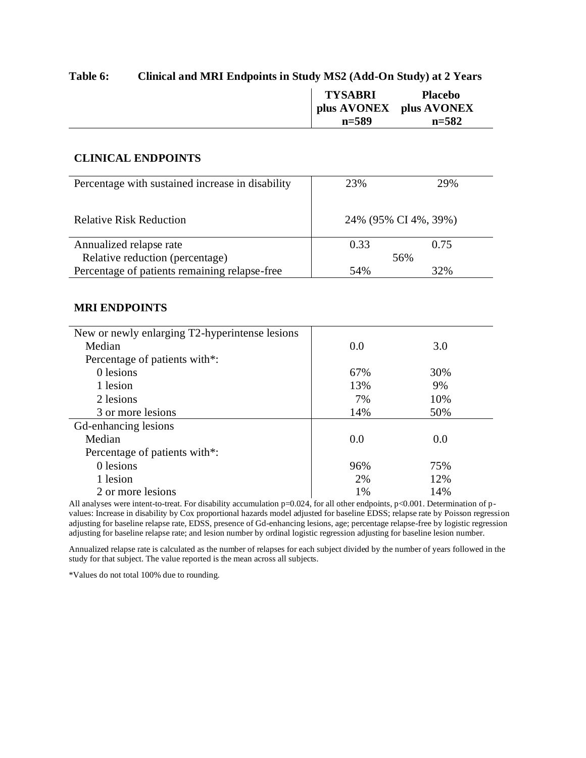**Table 6: Clinical and MRI Endpoints in Study MS2 (Add-On Study) at 2 Years**

| | TYSABRI plus AVONEX n=589 | Placebo plus AVONEX n=582 |
|---|---|---|
| **CLINICAL ENDPOINTS** | | |
| Percentage with sustained increase in disability | 23% | 29% |
| Relative Risk Reduction | 24% (95% CI 4%, 39%) | |
| Annualized relapse rate | 0.33 | 0.75 |
| Relative reduction (percentage) | 56% | |
| Percentage of patients remaining relapse-free | 54% | 32% |
| **MRI ENDPOINTS** | | |
| New or newly enlarging T2-hyperintense lesions | | |
| Median | 0.0 | 3.0 |
| Percentage of patients with*: | | |
| 0 lesions | 67% | 30% |
| 1 lesion | 13% | 9% |
| 2 lesions | 7% | 10% |
| 3 or more lesions | 14% | 50% |
| Gd-enhancing lesions | | |
| Median | 0.0 | 0.0 |
| Percentage of patients with*: | | |
| 0 lesions | 96% | 75% |
| 1 lesion | 2% | 12% |
| 2 or more lesions | 1% | 14% |

All analyses were intent-to-treat. For disability accumulation p=0.024, for all other endpoints, p<0.001. Determination of p-values: Increase in disability by Cox proportional hazards model adjusted for baseline EDSS; relapse rate by Poisson regression adjusting for baseline relapse rate, EDSS, presence of Gd-enhancing lesions, age; percentage relapse-free by logistic regression adjusting for baseline relapse rate; and lesion number by ordinal logistic regression adjusting for baseline lesion number.

Annualized relapse rate is calculated as the number of relapses for each subject divided by the number of years followed in the study for that subject. The value reported is the mean across all subjects.

*Values do not total 100% due to rounding.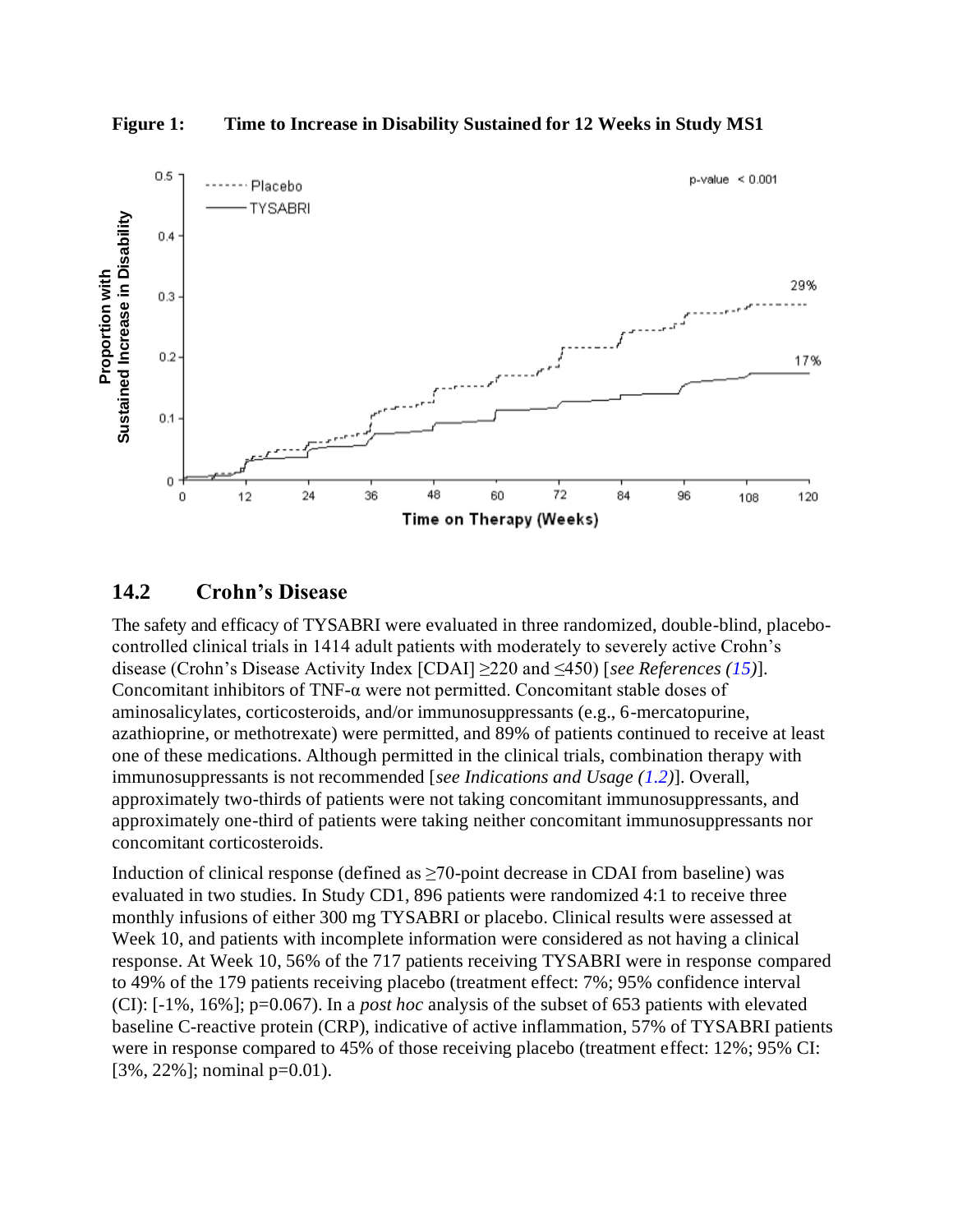**Figure 1: Time to Increase in Disability Sustained for 12 Weeks in Study MS1**

## 14.2 Crohn's Disease

The safety and efficacy of TYSABRI were evaluated in three randomized, double-blind, placebo-controlled clinical trials in 1414 adult patients with moderately to severely active Crohn's disease (Crohn's Disease Activity Index [CDAI] ≥220 and ≤450) [*see References (15)*]. Concomitant inhibitors of TNF-α were not permitted. Concomitant stable doses of aminosalicylates, corticosteroids, and/or immunosuppressants (e.g., 6-mercaptopurine, azathioprine, or methotrexate) were permitted, and 89% of patients continued to receive at least one of these medications. Although permitted in the clinical trials, combination therapy with immunosuppressants is not recommended [*see Indications and Usage (1.2)*]. Overall, approximately two-thirds of patients were not taking concomitant immunosuppressants, and approximately one-third of patients were taking neither concomitant immunosuppressants nor concomitant corticosteroids.

Induction of clinical response (defined as ≥70-point decrease in CDAI from baseline) was evaluated in two studies. In Study CD1, 896 patients were randomized 4:1 to receive three monthly infusions of either 300 mg TYSABRI or placebo. Clinical results were assessed at Week 10, and patients with incomplete information were considered as not having a clinical response. At Week 10, 56% of the 717 patients receiving TYSABRI were in response compared to 49% of the 179 patients receiving placebo (treatment effect: 7%; 95% confidence interval (CI): [-1%, 16%]; p=0.067). In a *post hoc* analysis of the subset of 653 patients with elevated baseline C-reactive protein (CRP), indicative of active inflammation, 57% of TYSABRI patients were in response compared to 45% of those receiving placebo (treatment effect: 12%; 95% CI: [3%, 22%]; nominal p=0.01).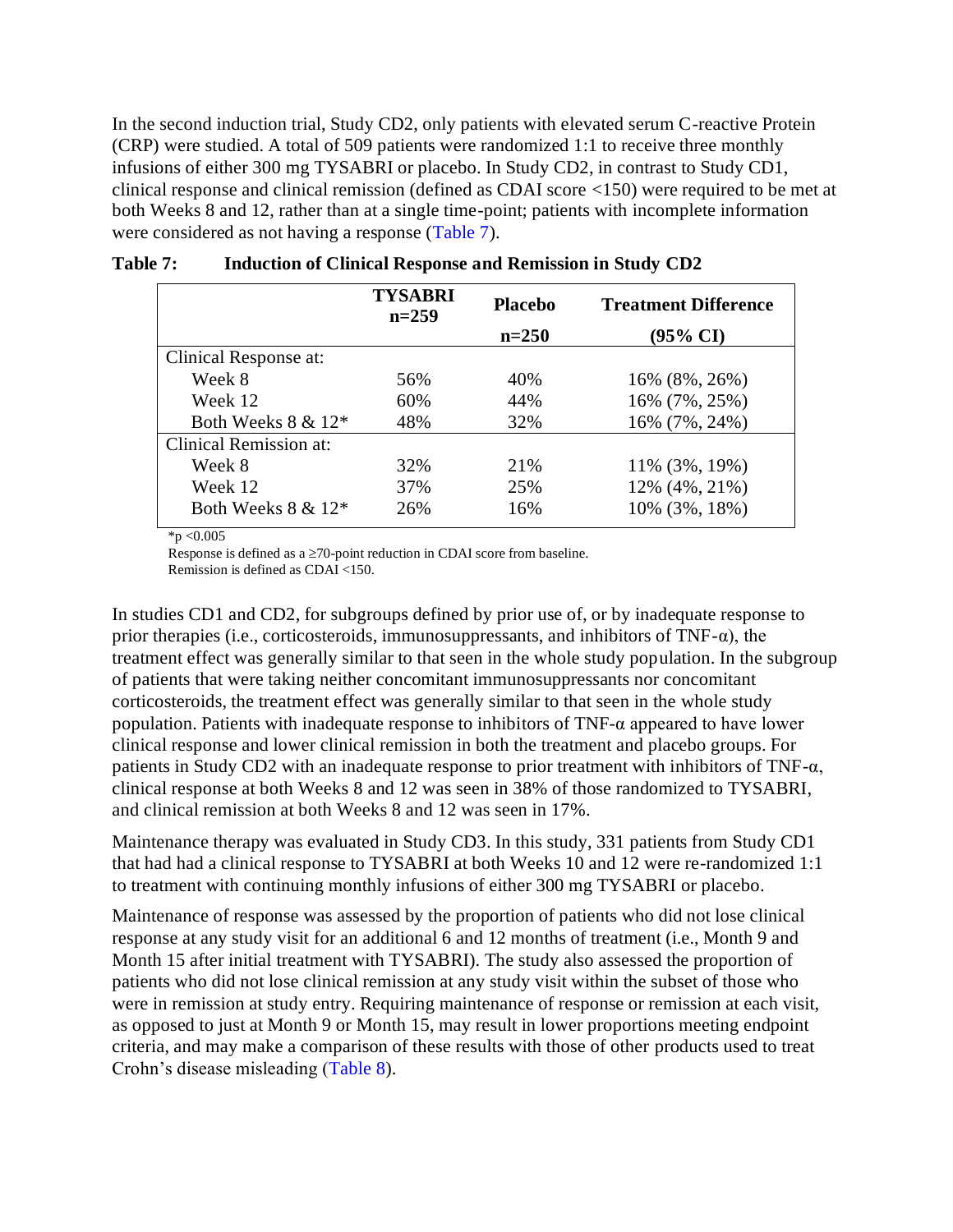In the second induction trial, Study CD2, only patients with elevated serum C-reactive Protein (CRP) were studied. A total of 509 patients were randomized 1:1 to receive three monthly infusions of either 300 mg TYSABRI or placebo. In Study CD2, in contrast to Study CD1, clinical response and clinical remission (defined as CDAI score <150) were required to be met at both Weeks 8 and 12, rather than at a single time-point; patients with incomplete information were considered as not having a response (Table 7).

**Table 7: Induction of Clinical Response and Remission in Study CD2**

| | TYSABRI n=259 | Placebo n=250 | Treatment Difference (95% CI) |
|---|---|---|---|
| Clinical Response at: | | | |
| Week 8 | 56% | 40% | 16% (8%, 26%) |
| Week 12 | 60% | 44% | 16% (7%, 25%) |
| Both Weeks 8 & 12* | 48% | 32% | 16% (7%, 24%) |
| Clinical Remission at: | | | |
| Week 8 | 32% | 21% | 11% (3%, 19%) |
| Week 12 | 37% | 25% | 12% (4%, 21%) |
| Both Weeks 8 & 12* | 26% | 16% | 10% (3%, 18%) |

*$p < 0.005$

Response is defined as a ≥70-point reduction in CDAI score from baseline.

Remission is defined as CDAI <150.

In studies CD1 and CD2, for subgroups defined by prior use of, or by inadequate response to prior therapies (i.e., corticosteroids, immunosuppressants, and inhibitors of TNF-α), the treatment effect was generally similar to that seen in the whole study population. In the subgroup of patients that were taking neither concomitant immunosuppressants nor concomitant corticosteroids, the treatment effect was generally similar to that seen in the whole study population. Patients with inadequate response to inhibitors of TNF-α appeared to have lower clinical response and lower clinical remission in both the treatment and placebo groups. For patients in Study CD2 with an inadequate response to prior treatment with inhibitors of TNF-α, clinical response at both Weeks 8 and 12 was seen in 38% of those randomized to TYSABRI, and clinical remission at both Weeks 8 and 12 was seen in 17%.

Maintenance therapy was evaluated in Study CD3. In this study, 331 patients from Study CD1 that had had a clinical response to TYSABRI at both Weeks 10 and 12 were re-randomized 1:1 to treatment with continuing monthly infusions of either 300 mg TYSABRI or placebo.

Maintenance of response was assessed by the proportion of patients who did not lose clinical response at any study visit for an additional 6 and 12 months of treatment (i.e., Month 9 and Month 15 after initial treatment with TYSABRI). The study also assessed the proportion of patients who did not lose clinical remission at any study visit within the subset of those who were in remission at study entry. Requiring maintenance of response or remission at each visit, as opposed to just at Month 9 or Month 15, may result in lower proportions meeting endpoint criteria, and may make a comparison of these results with those of other products used to treat Crohn's disease misleading (Table 8).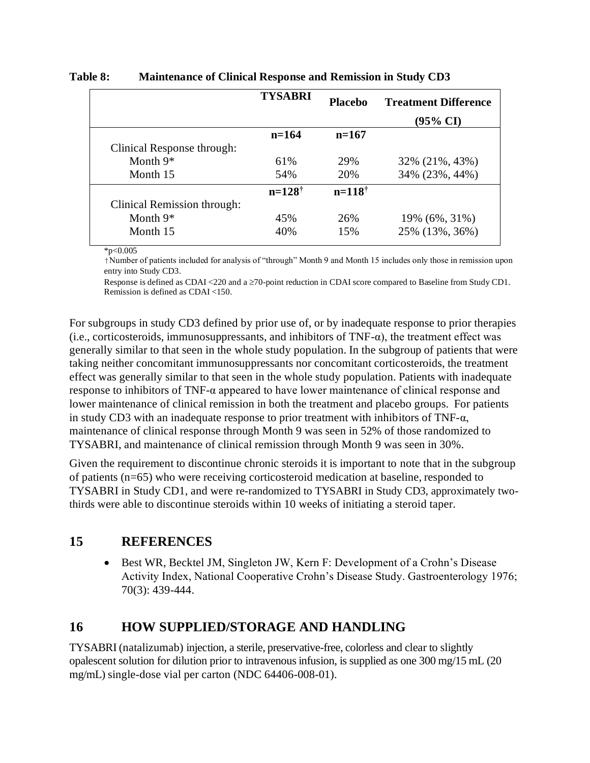**Table 8: Maintenance of Clinical Response and Remission in Study CD3**

| | TYSABRI | Placebo | Treatment Difference (95% CI) |
|---|---|---|---|
| | **n=164** | **n=167** | |
| Clinical Response through: | | | |
| Month 9* | 61% | 29% | 32% (21%, 43%) |
| Month 15 | 54% | 20% | 34% (23%, 44%) |
| | **n=128†** | **n=118†** | |
| Clinical Remission through: | | | |
| Month 9* | 45% | 26% | 19% (6%, 31%) |
| Month 15 | 40% | 15% | 25% (13%, 36%) |

*$p<0.005$

†Number of patients included for analysis of "through" Month 9 and Month 15 includes only those in remission upon entry into Study CD3.

Response is defined as CDAI <220 and a ≥70-point reduction in CDAI score compared to Baseline from Study CD1. Remission is defined as CDAI <150.

For subgroups in study CD3 defined by prior use of, or by inadequate response to prior therapies (i.e., corticosteroids, immunosuppressants, and inhibitors of TNF-α), the treatment effect was generally similar to that seen in the whole study population. In the subgroup of patients that were taking neither concomitant immunosuppressants nor concomitant corticosteroids, the treatment effect was generally similar to that seen in the whole study population. Patients with inadequate response to inhibitors of TNF-α appeared to have lower maintenance of clinical response and lower maintenance of clinical remission in both the treatment and placebo groups. For patients in study CD3 with an inadequate response to prior treatment with inhibitors of TNF-α, maintenance of clinical response through Month 9 was seen in 52% of those randomized to TYSABRI, and maintenance of clinical remission through Month 9 was seen in 30%.

Given the requirement to discontinue chronic steroids it is important to note that in the subgroup of patients (n=65) who were receiving corticosteroid medication at baseline, responded to TYSABRI in Study CD1, and were re-randomized to TYSABRI in Study CD3, approximately two-thirds were able to discontinue steroids within 10 weeks of initiating a steroid taper.

## 15 REFERENCES

- Best WR, Becktel JM, Singleton JW, Kern F: Development of a Crohn's Disease Activity Index, National Cooperative Crohn's Disease Study. Gastroenterology 1976; 70(3): 439-444.

## 16 HOW SUPPLIED/STORAGE AND HANDLING

TYSABRI (natalizumab) injection, a sterile, preservative-free, colorless and clear to slightly opalescent solution for dilution prior to intravenous infusion, is supplied as one 300 mg/15 mL (20 mg/mL) single-dose vial per carton (NDC 64406-008-01).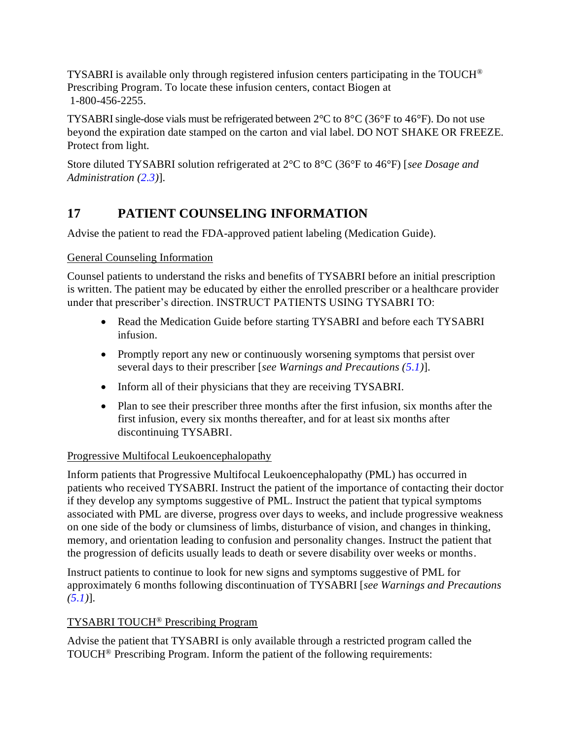TYSABRI is available only through registered infusion centers participating in the TOUCH® Prescribing Program. To locate these infusion centers, contact Biogen at 1-800-456-2255.

TYSABRI single-dose vials must be refrigerated between 2°C to 8°C (36°F to 46°F). Do not use beyond the expiration date stamped on the carton and vial label. DO NOT SHAKE OR FREEZE. Protect from light.

Store diluted TYSABRI solution refrigerated at 2°C to 8°C (36°F to 46°F) [*see Dosage and Administration (2.3)*].

## 17 PATIENT COUNSELING INFORMATION

Advise the patient to read the FDA-approved patient labeling (Medication Guide).

General Counseling Information

Counsel patients to understand the risks and benefits of TYSABRI before an initial prescription is written. The patient may be educated by either the enrolled prescriber or a healthcare provider under that prescriber's direction. INSTRUCT PATIENTS USING TYSABRI TO:

- Read the Medication Guide before starting TYSABRI and before each TYSABRI infusion.
- Promptly report any new or continuously worsening symptoms that persist over several days to their prescriber [*see Warnings and Precautions (5.1)*].
- Inform all of their physicians that they are receiving TYSABRI.
- Plan to see their prescriber three months after the first infusion, six months after the first infusion, every six months thereafter, and for at least six months after discontinuing TYSABRI.

Progressive Multifocal Leukoencephalopathy

Inform patients that Progressive Multifocal Leukoencephalopathy (PML) has occurred in patients who received TYSABRI. Instruct the patient of the importance of contacting their doctor if they develop any symptoms suggestive of PML. Instruct the patient that typical symptoms associated with PML are diverse, progress over days to weeks, and include progressive weakness on one side of the body or clumsiness of limbs, disturbance of vision, and changes in thinking, memory, and orientation leading to confusion and personality changes. Instruct the patient that the progression of deficits usually leads to death or severe disability over weeks or months.

Instruct patients to continue to look for new signs and symptoms suggestive of PML for approximately 6 months following discontinuation of TYSABRI [*see Warnings and Precautions (5.1)*].

TYSABRI TOUCH® Prescribing Program

Advise the patient that TYSABRI is only available through a restricted program called the TOUCH® Prescribing Program. Inform the patient of the following requirements: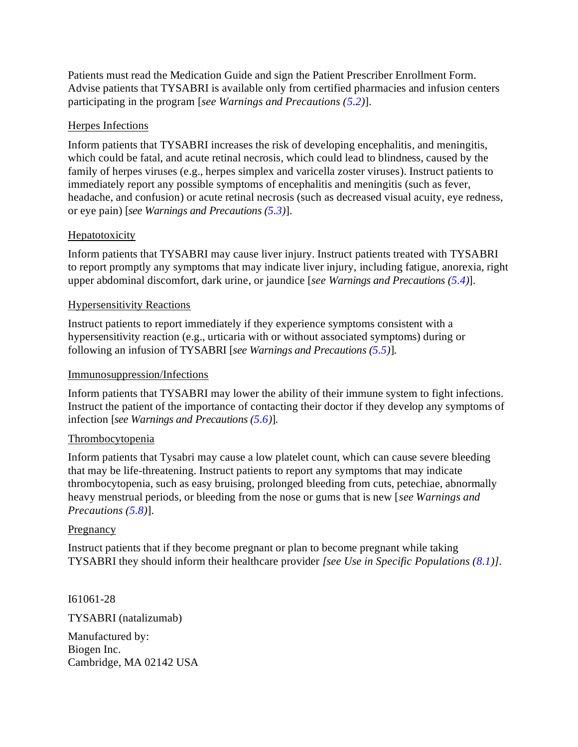Patients must read the Medication Guide and sign the Patient Prescriber Enrollment Form. Advise patients that TYSABRI is available only from certified pharmacies and infusion centers participating in the program [*see Warnings and Precautions (5.2)*].

Herpes Infections

Inform patients that TYSABRI increases the risk of developing encephalitis, and meningitis, which could be fatal, and acute retinal necrosis, which could lead to blindness, caused by the family of herpes viruses (e.g., herpes simplex and varicella zoster viruses). Instruct patients to immediately report any possible symptoms of encephalitis and meningitis (such as fever, headache, and confusion) or acute retinal necrosis (such as decreased visual acuity, eye redness, or eye pain) [*see Warnings and Precautions (5.3)*].

Hepatotoxicity

Inform patients that TYSABRI may cause liver injury. Instruct patients treated with TYSABRI to report promptly any symptoms that may indicate liver injury, including fatigue, anorexia, right upper abdominal discomfort, dark urine, or jaundice [*see Warnings and Precautions (5.4)*].

Hypersensitivity Reactions

Instruct patients to report immediately if they experience symptoms consistent with a hypersensitivity reaction (e.g., urticaria with or without associated symptoms) during or following an infusion of TYSABRI [*see Warnings and Precautions (5.5)*].

Immunosuppression/Infections

Inform patients that TYSABRI may lower the ability of their immune system to fight infections. Instruct the patient of the importance of contacting their doctor if they develop any symptoms of infection [*see Warnings and Precautions (5.6)*].

Thrombocytopenia

Inform patients that Tysabri may cause a low platelet count, which can cause severe bleeding that may be life-threatening. Instruct patients to report any symptoms that may indicate thrombocytopenia, such as easy bruising, prolonged bleeding from cuts, petechiae, abnormally heavy menstrual periods, or bleeding from the nose or gums that is new [*see Warnings and Precautions (5.8)*].

Pregnancy

Instruct patients that if they become pregnant or plan to become pregnant while taking TYSABRI they should inform their healthcare provider *[see Use in Specific Populations (8.1)]*.

I61061-28

TYSABRI (natalizumab)

Manufactured by:
Biogen Inc.
Cambridge, MA 02142 USA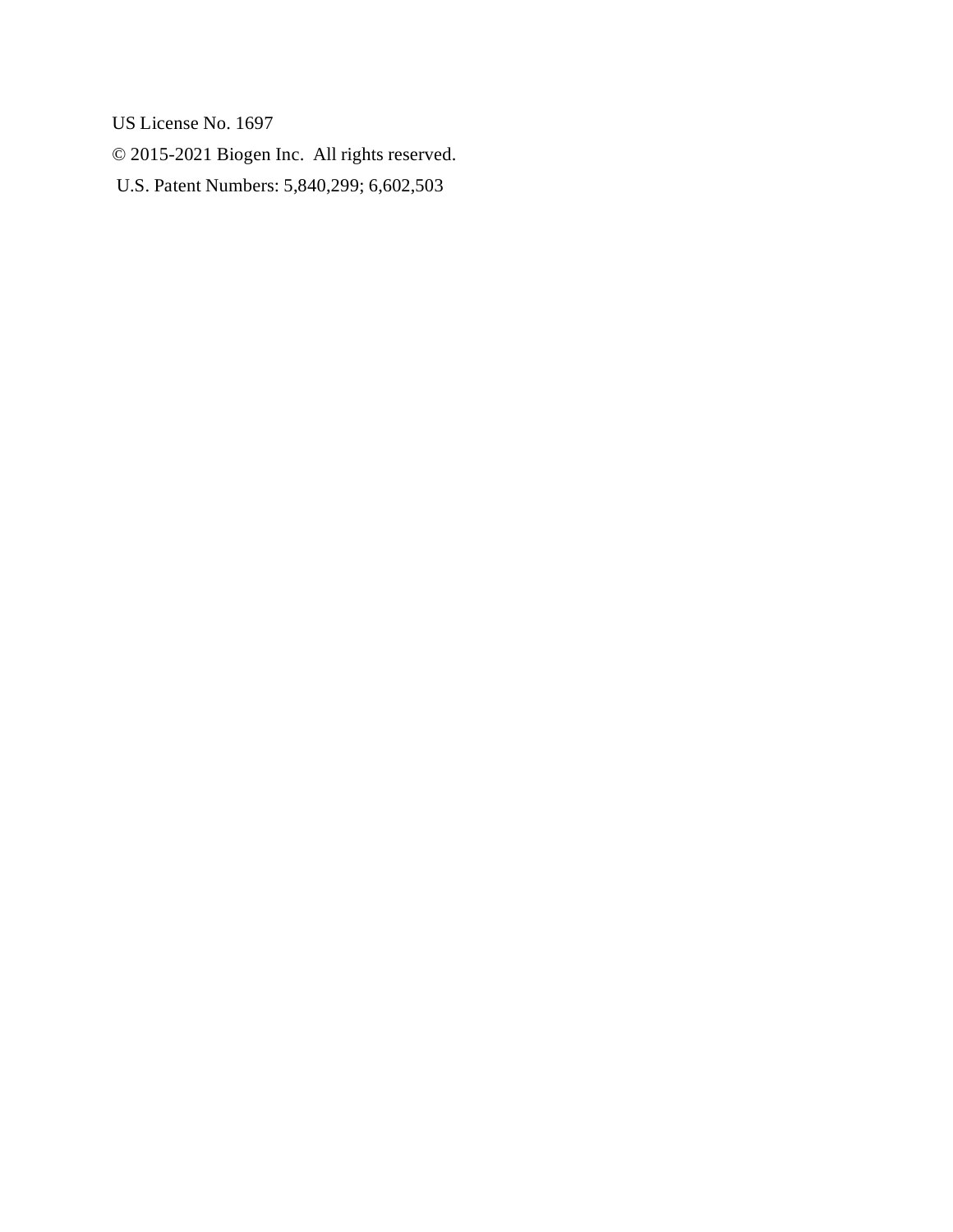US License No. 1697

© 2015-2021 Biogen Inc. All rights reserved.

U.S. Patent Numbers: 5,840,299; 6,602,503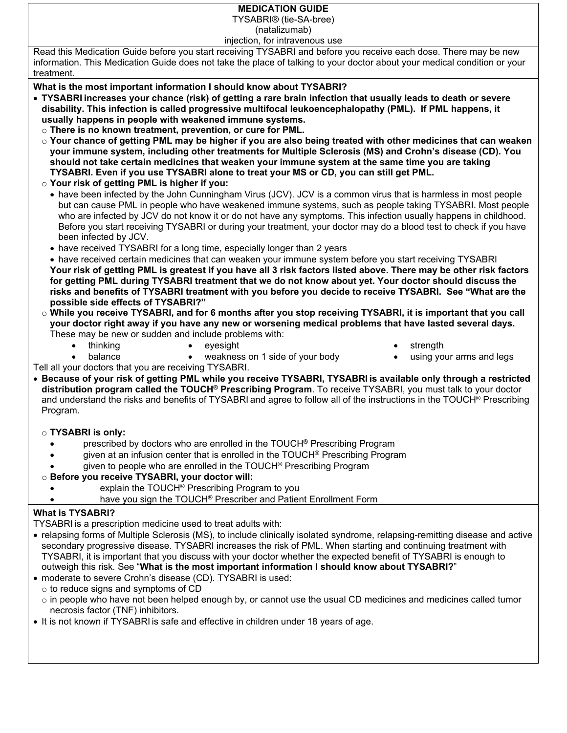# MEDICATION GUIDE

TYSABRI® (tie-SA-bree)
(natalizumab)
injection, for intravenous use

Read this Medication Guide before you start receiving TYSABRI and before you receive each dose. There may be new information. This Medication Guide does not take the place of talking to your doctor about your medical condition or your treatment.

## What is the most important information I should know about TYSABRI?

- **TYSABRI increases your chance (risk) of getting a rare brain infection that usually leads to death or severe disability. This infection is called progressive multifocal leukoencephalopathy (PML). If PML happens, it usually happens in people with weakened immune systems.**
  - **There is no known treatment, prevention, or cure for PML.**
  - **Your chance of getting PML may be higher if you are also being treated with other medicines that can weaken your immune system, including other treatments for Multiple Sclerosis (MS) and Crohn's disease (CD). You should not take certain medicines that weaken your immune system at the same time you are taking TYSABRI. Even if you use TYSABRI alone to treat your MS or CD, you can still get PML.**
  - **Your risk of getting PML is higher if you:**
    - have been infected by the John Cunningham Virus (JCV). JCV is a common virus that is harmless in most people but can cause PML in people who have weakened immune systems, such as people taking TYSABRI. Most people who are infected by JCV do not know it or do not have any symptoms. This infection usually happens in childhood. Before you start receiving TYSABRI or during your treatment, your doctor may do a blood test to check if you have been infected by JCV.
    - have received TYSABRI for a long time, especially longer than 2 years
    - have received certain medicines that can weaken your immune system before you start receiving TYSABRI

    **Your risk of getting PML is greatest if you have all 3 risk factors listed above. There may be other risk factors for getting PML during TYSABRI treatment that we do not know about yet. Your doctor should discuss the risks and benefits of TYSABRI treatment with you before you decide to receive TYSABRI. See "What are the possible side effects of TYSABRI?"**
  - **While you receive TYSABRI, and for 6 months after you stop receiving TYSABRI, it is important that you call your doctor right away if you have any new or worsening medical problems that have lasted several days.** These may be new or sudden and include problems with:
    - thinking
    - balance
    - eyesight
    - weakness on 1 side of your body
    - strength
    - using your arms and legs

Tell all your doctors that you are receiving TYSABRI.

- **Because of your risk of getting PML while you receive TYSABRI, TYSABRI is available only through a restricted distribution program called the TOUCH® Prescribing Program**. To receive TYSABRI, you must talk to your doctor and understand the risks and benefits of TYSABRI and agree to follow all of the instructions in the TOUCH® Prescribing Program.
  - **TYSABRI is only:**
    - prescribed by doctors who are enrolled in the TOUCH® Prescribing Program
    - given at an infusion center that is enrolled in the TOUCH® Prescribing Program
    - given to people who are enrolled in the TOUCH® Prescribing Program
  - **Before you receive TYSABRI, your doctor will:**
    - explain the TOUCH® Prescribing Program to you
    - have you sign the TOUCH® Prescriber and Patient Enrollment Form

## What is TYSABRI?

TYSABRI is a prescription medicine used to treat adults with:

- relapsing forms of Multiple Sclerosis (MS), to include clinically isolated syndrome, relapsing-remitting disease and active secondary progressive disease. TYSABRI increases the risk of PML. When starting and continuing treatment with TYSABRI, it is important that you discuss with your doctor whether the expected benefit of TYSABRI is enough to outweigh this risk. See "**What is the most important information I should know about TYSABRI?**"
- moderate to severe Crohn's disease (CD). TYSABRI is used:
  - to reduce signs and symptoms of CD
  - in people who have not been helped enough by, or cannot use the usual CD medicines and medicines called tumor necrosis factor (TNF) inhibitors.
- It is not known if TYSABRI is safe and effective in children under 18 years of age.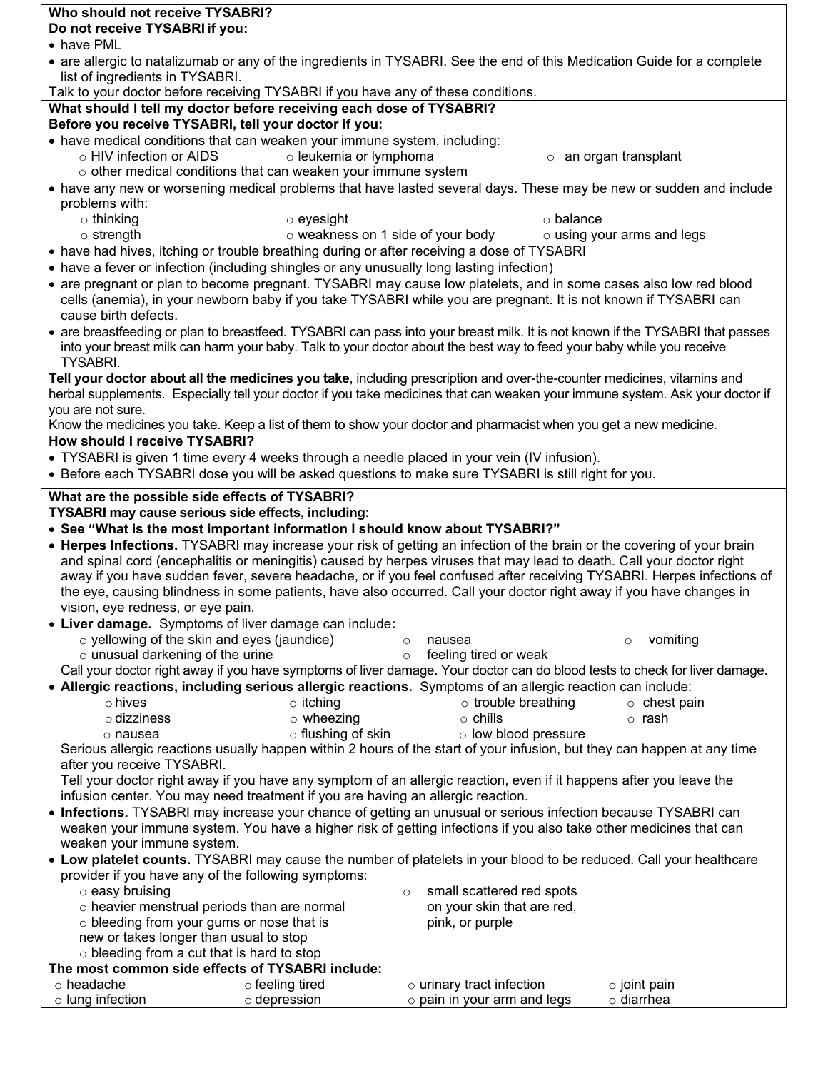**Who should not receive TYSABRI?**

**Do not receive TYSABRI if you:**

- have PML
- are allergic to natalizumab or any of the ingredients in TYSABRI. See the end of this Medication Guide for a complete list of ingredients in TYSABRI.

Talk to your doctor before receiving TYSABRI if you have any of these conditions.

**What should I tell my doctor before receiving each dose of TYSABRI?**

**Before you receive TYSABRI, tell your doctor if you:**

- have medical conditions that can weaken your immune system, including:
  - HIV infection or AIDS
  - leukemia or lymphoma
  - an organ transplant
  - other medical conditions that can weaken your immune system
- have any new or worsening medical problems that have lasted several days. These may be new or sudden and include problems with:
  - thinking
  - eyesight
  - balance
  - strength
  - weakness on 1 side of your body
  - using your arms and legs
- have had hives, itching or trouble breathing during or after receiving a dose of TYSABRI
- have a fever or infection (including shingles or any unusually long lasting infection)
- are pregnant or plan to become pregnant. TYSABRI may cause low platelets, and in some cases also low red blood cells (anemia), in your newborn baby if you take TYSABRI while you are pregnant. It is not known if TYSABRI can cause birth defects.
- are breastfeeding or plan to breastfeed. TYSABRI can pass into your breast milk. It is not known if the TYSABRI that passes into your breast milk can harm your baby. Talk to your doctor about the best way to feed your baby while you receive TYSABRI.

**Tell your doctor about all the medicines you take**, including prescription and over-the-counter medicines, vitamins and herbal supplements. Especially tell your doctor if you take medicines that can weaken your immune system. Ask your doctor if you are not sure.

Know the medicines you take. Keep a list of them to show your doctor and pharmacist when you get a new medicine.

**How should I receive TYSABRI?**

- TYSABRI is given 1 time every 4 weeks through a needle placed in your vein (IV infusion).
- Before each TYSABRI dose you will be asked questions to make sure TYSABRI is still right for you.

**What are the possible side effects of TYSABRI?**

**TYSABRI may cause serious side effects, including:**

- **See "What is the most important information I should know about TYSABRI?"**
- **Herpes Infections.** TYSABRI may increase your risk of getting an infection of the brain or the covering of your brain and spinal cord (encephalitis or meningitis) caused by herpes viruses that may lead to death. Call your doctor right away if you have sudden fever, severe headache, or if you feel confused after receiving TYSABRI. Herpes infections of the eye, causing blindness in some patients, have also occurred. Call your doctor right away if you have changes in vision, eye redness, or eye pain.
- **Liver damage.** Symptoms of liver damage can include**:**
  - yellowing of the skin and eyes (jaundice)
  - nausea
  - vomiting
  - unusual darkening of the urine
  - feeling tired or weak

  Call your doctor right away if you have symptoms of liver damage. Your doctor can do blood tests to check for liver damage.
- **Allergic reactions, including serious allergic reactions.** Symptoms of an allergic reaction can include:
  - hives
  - itching
  - trouble breathing
  - chest pain
  - dizziness
  - wheezing
  - chills
  - rash
  - nausea
  - flushing of skin
  - low blood pressure

  Serious allergic reactions usually happen within 2 hours of the start of your infusion, but they can happen at any time after you receive TYSABRI.

  Tell your doctor right away if you have any symptom of an allergic reaction, even if it happens after you leave the infusion center. You may need treatment if you are having an allergic reaction.
- **Infections.** TYSABRI may increase your chance of getting an unusual or serious infection because TYSABRI can weaken your immune system. You have a higher risk of getting infections if you also take other medicines that can weaken your immune system.
- **Low platelet counts.** TYSABRI may cause the number of platelets in your blood to be reduced. Call your healthcare provider if you have any of the following symptoms:
  - easy bruising
  - heavier menstrual periods than are normal
  - bleeding from your gums or nose that is new or takes longer than usual to stop
  - bleeding from a cut that is hard to stop
  - small scattered red spots on your skin that are red, pink, or purple

**The most common side effects of TYSABRI include:**

- headache
- feeling tired
- urinary tract infection
- joint pain
- lung infection
- depression
- pain in your arm and legs
- diarrhea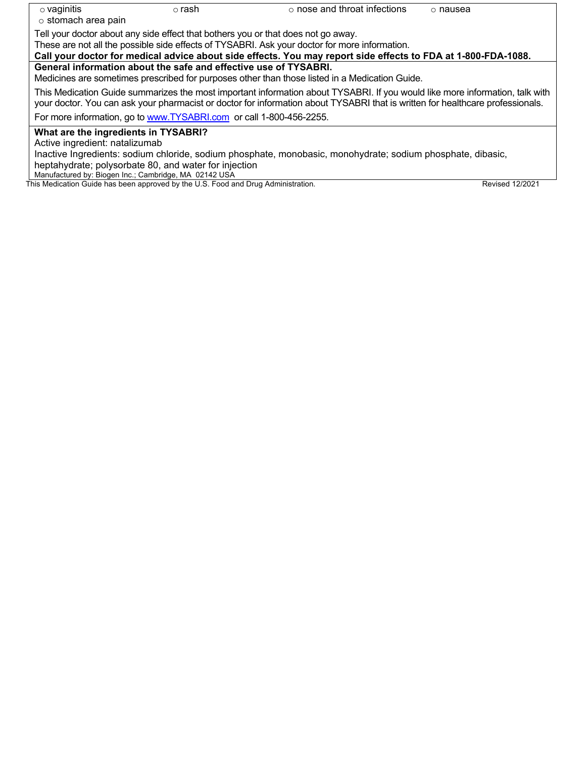- vaginitis
- rash
- nose and throat infections
- nausea
- stomach area pain

Tell your doctor about any side effect that bothers you or that does not go away.

These are not all the possible side effects of TYSABRI. Ask your doctor for more information.

**Call your doctor for medical advice about side effects. You may report side effects to FDA at 1-800-FDA-1088.**

**General information about the safe and effective use of TYSABRI.**

Medicines are sometimes prescribed for purposes other than those listed in a Medication Guide.

This Medication Guide summarizes the most important information about TYSABRI. If you would like more information, talk with your doctor. You can ask your pharmacist or doctor for information about TYSABRI that is written for healthcare professionals.

For more information, go to www.TYSABRI.com or call 1-800-456-2255.

**What are the ingredients in TYSABRI?**

Active ingredient: natalizumab

Inactive Ingredients: sodium chloride, sodium phosphate, monobasic, monohydrate; sodium phosphate, dibasic, heptahydrate; polysorbate 80, and water for injection

Manufactured by: Biogen Inc.; Cambridge, MA 02142 USA

This Medication Guide has been approved by the U.S. Food and Drug Administration. Revised 12/2021